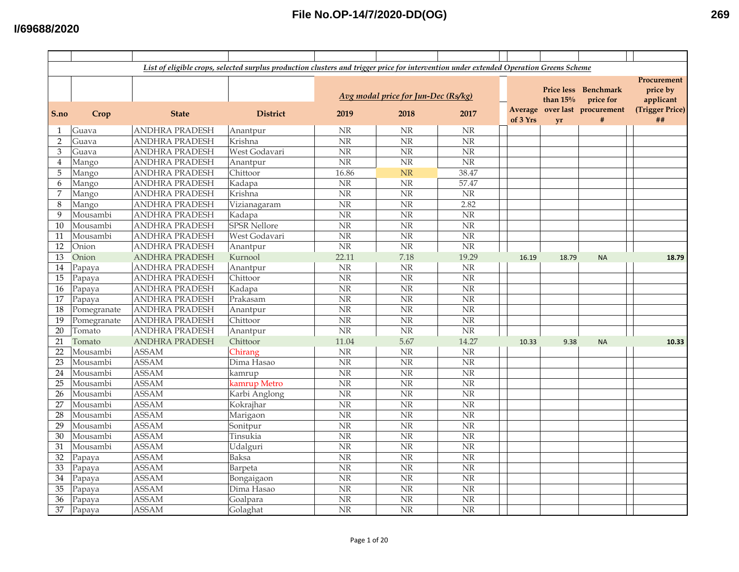File No.OP-14/7/2020-DD(OG)

I/69688/2020

*List of eligible crops, selected surplus production clusters and trigger price for intervention under extended Operation Greens Scheme*

| S.no | Crop | State | District | Avg modal price for Jun-Dec (Rs/kg) 2019 | 2018 | 2017 | Average of 3 Yrs | Price less than 15% over last yr | Benchmark price for procurement # | Procurement price by applicant (Trigger Price) ## |
|---|---|---|---|---|---|---|---|---|---|---|
| 1 | Guava | ANDHRA PRADESH | Anantpur | NR | NR | NR | | | | |
| 2 | Guava | ANDHRA PRADESH | Krishna | NR | NR | NR | | | | |
| 3 | Guava | ANDHRA PRADESH | West Godavari | NR | NR | NR | | | | |
| 4 | Mango | ANDHRA PRADESH | Anantpur | NR | NR | NR | | | | |
| 5 | Mango | ANDHRA PRADESH | Chittoor | 16.86 | NR | 38.47 | | | | |
| 6 | Mango | ANDHRA PRADESH | Kadapa | NR | NR | 57.47 | | | | |
| 7 | Mango | ANDHRA PRADESH | Krishna | NR | NR | NR | | | | |
| 8 | Mango | ANDHRA PRADESH | Vizianagaram | NR | NR | 2.82 | | | | |
| 9 | Mousambi | ANDHRA PRADESH | Kadapa | NR | NR | NR | | | | |
| 10 | Mousambi | ANDHRA PRADESH | SPSR Nellore | NR | NR | NR | | | | |
| 11 | Mousambi | ANDHRA PRADESH | West Godavari | NR | NR | NR | | | | |
| 12 | Onion | ANDHRA PRADESH | Anantpur | NR | NR | NR | | | | |
| 13 | Onion | ANDHRA PRADESH | Kurnool | 22.11 | 7.18 | 19.29 | 16.19 | 18.79 | NA | 18.79 |
| 14 | Papaya | ANDHRA PRADESH | Anantpur | NR | NR | NR | | | | |
| 15 | Papaya | ANDHRA PRADESH | Chittoor | NR | NR | NR | | | | |
| 16 | Papaya | ANDHRA PRADESH | Kadapa | NR | NR | NR | | | | |
| 17 | Papaya | ANDHRA PRADESH | Prakasam | NR | NR | NR | | | | |
| 18 | Pomegranate | ANDHRA PRADESH | Anantpur | NR | NR | NR | | | | |
| 19 | Pomegranate | ANDHRA PRADESH | Chittoor | NR | NR | NR | | | | |
| 20 | Tomato | ANDHRA PRADESH | Anantpur | NR | NR | NR | | | | |
| 21 | Tomato | ANDHRA PRADESH | Chittoor | 11.04 | 5.67 | 14.27 | 10.33 | 9.38 | NA | 10.33 |
| 22 | Mousambi | ASSAM | Chirang | NR | NR | NR | | | | |
| 23 | Mousambi | ASSAM | Dima Hasao | NR | NR | NR | | | | |
| 24 | Mousambi | ASSAM | kamrup | NR | NR | NR | | | | |
| 25 | Mousambi | ASSAM | kamrup Metro | NR | NR | NR | | | | |
| 26 | Mousambi | ASSAM | Karbi Anglong | NR | NR | NR | | | | |
| 27 | Mousambi | ASSAM | Kokrajhar | NR | NR | NR | | | | |
| 28 | Mousambi | ASSAM | Marigaon | NR | NR | NR | | | | |
| 29 | Mousambi | ASSAM | Sonitpur | NR | NR | NR | | | | |
| 30 | Mousambi | ASSAM | Tinsukia | NR | NR | NR | | | | |
| 31 | Mousambi | ASSAM | Udalguri | NR | NR | NR | | | | |
| 32 | Papaya | ASSAM | Baksa | NR | NR | NR | | | | |
| 33 | Papaya | ASSAM | Barpeta | NR | NR | NR | | | | |
| 34 | Papaya | ASSAM | Bongaigaon | NR | NR | NR | | | | |
| 35 | Papaya | ASSAM | Dima Hasao | NR | NR | NR | | | | |
| 36 | Papaya | ASSAM | Goalpara | NR | NR | NR | | | | |
| 37 | Papaya | ASSAM | Golaghat | NR | NR | NR | | | | |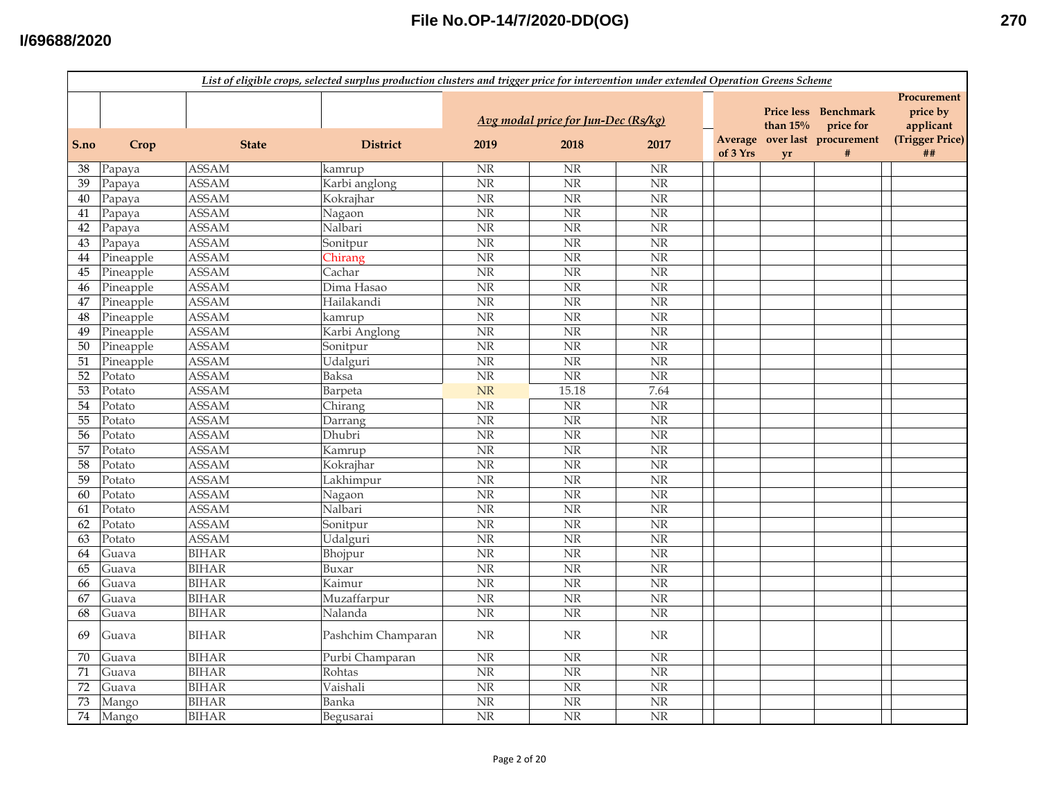*List of eligible crops, selected surplus production clusters and trigger price for intervention under extended Operation Greens Scheme*

| S.no | Crop | State | District | Avg modal price for Jun-Dec (Rs/kg) 2019 | 2018 | 2017 | Average of 3 Yrs | Price less than 15% over last yr | Benchmark price for procurement # | Procurement price by applicant (Trigger Price) ## |
|---|---|---|---|---|---|---|---|---|---|---|
| 38 | Papaya | ASSAM | kamrup | NR | NR | NR | | | | |
| 39 | Papaya | ASSAM | Karbi anglong | NR | NR | NR | | | | |
| 40 | Papaya | ASSAM | Kokrajhar | NR | NR | NR | | | | |
| 41 | Papaya | ASSAM | Nagaon | NR | NR | NR | | | | |
| 42 | Papaya | ASSAM | Nalbari | NR | NR | NR | | | | |
| 43 | Papaya | ASSAM | Sonitpur | NR | NR | NR | | | | |
| 44 | Pineapple | ASSAM | Chirang | NR | NR | NR | | | | |
| 45 | Pineapple | ASSAM | Cachar | NR | NR | NR | | | | |
| 46 | Pineapple | ASSAM | Dima Hasao | NR | NR | NR | | | | |
| 47 | Pineapple | ASSAM | Hailakandi | NR | NR | NR | | | | |
| 48 | Pineapple | ASSAM | kamrup | NR | NR | NR | | | | |
| 49 | Pineapple | ASSAM | Karbi Anglong | NR | NR | NR | | | | |
| 50 | Pineapple | ASSAM | Sonitpur | NR | NR | NR | | | | |
| 51 | Pineapple | ASSAM | Udalguri | NR | NR | NR | | | | |
| 52 | Potato | ASSAM | Baksa | NR | NR | NR | | | | |
| 53 | Potato | ASSAM | Barpeta | NR | 15.18 | 7.64 | | | | |
| 54 | Potato | ASSAM | Chirang | NR | NR | NR | | | | |
| 55 | Potato | ASSAM | Darrang | NR | NR | NR | | | | |
| 56 | Potato | ASSAM | Dhubri | NR | NR | NR | | | | |
| 57 | Potato | ASSAM | Kamrup | NR | NR | NR | | | | |
| 58 | Potato | ASSAM | Kokrajhar | NR | NR | NR | | | | |
| 59 | Potato | ASSAM | Lakhimpur | NR | NR | NR | | | | |
| 60 | Potato | ASSAM | Nagaon | NR | NR | NR | | | | |
| 61 | Potato | ASSAM | Nalbari | NR | NR | NR | | | | |
| 62 | Potato | ASSAM | Sonitpur | NR | NR | NR | | | | |
| 63 | Potato | ASSAM | Udalguri | NR | NR | NR | | | | |
| 64 | Guava | BIHAR | Bhojpur | NR | NR | NR | | | | |
| 65 | Guava | BIHAR | Buxar | NR | NR | NR | | | | |
| 66 | Guava | BIHAR | Kaimur | NR | NR | NR | | | | |
| 67 | Guava | BIHAR | Muzaffarpur | NR | NR | NR | | | | |
| 68 | Guava | BIHAR | Nalanda | NR | NR | NR | | | | |
| 69 | Guava | BIHAR | Pashchim Champaran | NR | NR | NR | | | | |
| 70 | Guava | BIHAR | Purbi Champaran | NR | NR | NR | | | | |
| 71 | Guava | BIHAR | Rohtas | NR | NR | NR | | | | |
| 72 | Guava | BIHAR | Vaishali | NR | NR | NR | | | | |
| 73 | Mango | BIHAR | Banka | NR | NR | NR | | | | |
| 74 | Mango | BIHAR | Begusarai | NR | NR | NR | | | | |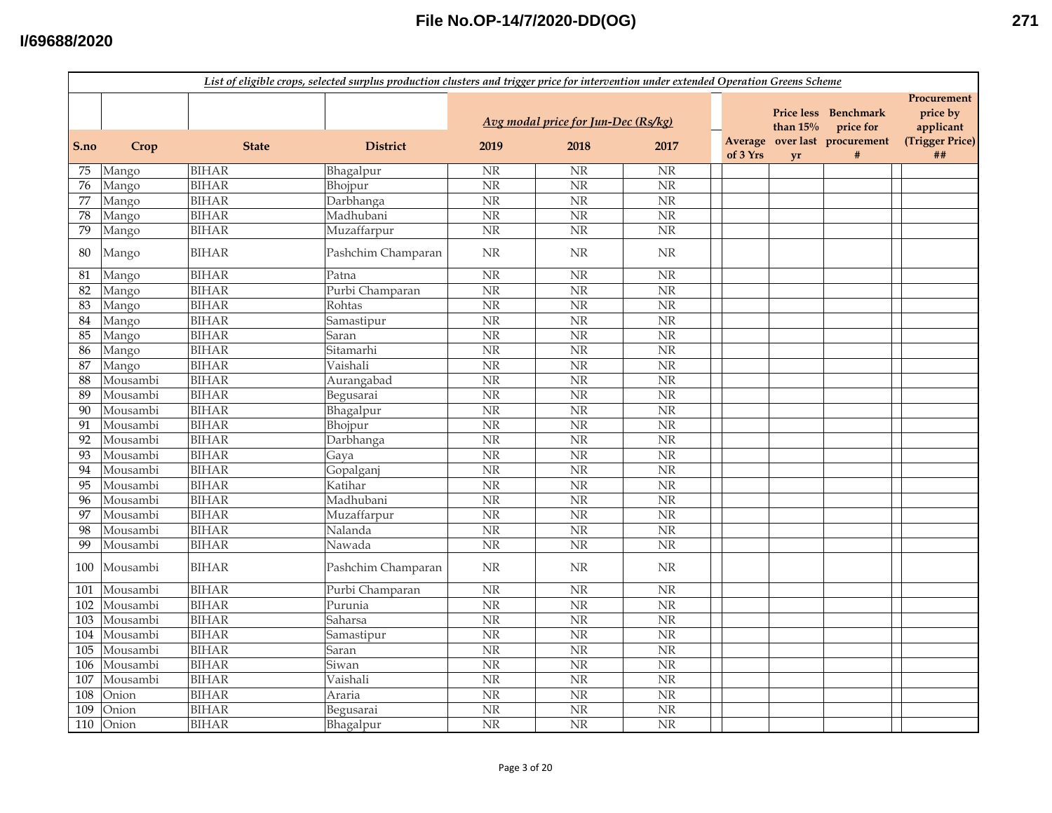*List of eligible crops, selected surplus production clusters and trigger price for intervention under extended Operation Greens Scheme*

| S.no | Crop | State | District | Avg modal price for Jun-Dec (Rs/kg) 2019 | 2018 | 2017 | Average of 3 Yrs | Price less than 15% over last yr | Benchmark price for procurement # | Procurement price by applicant (Trigger Price) ## |
|---|---|---|---|---|---|---|---|---|---|---|
| 75 | Mango | BIHAR | Bhagalpur | NR | NR | NR | | | | |
| 76 | Mango | BIHAR | Bhojpur | NR | NR | NR | | | | |
| 77 | Mango | BIHAR | Darbhanga | NR | NR | NR | | | | |
| 78 | Mango | BIHAR | Madhubani | NR | NR | NR | | | | |
| 79 | Mango | BIHAR | Muzaffarpur | NR | NR | NR | | | | |
| 80 | Mango | BIHAR | Pashchim Champaran | NR | NR | NR | | | | |
| 81 | Mango | BIHAR | Patna | NR | NR | NR | | | | |
| 82 | Mango | BIHAR | Purbi Champaran | NR | NR | NR | | | | |
| 83 | Mango | BIHAR | Rohtas | NR | NR | NR | | | | |
| 84 | Mango | BIHAR | Samastipur | NR | NR | NR | | | | |
| 85 | Mango | BIHAR | Saran | NR | NR | NR | | | | |
| 86 | Mango | BIHAR | Sitamarhi | NR | NR | NR | | | | |
| 87 | Mango | BIHAR | Vaishali | NR | NR | NR | | | | |
| 88 | Mousambi | BIHAR | Aurangabad | NR | NR | NR | | | | |
| 89 | Mousambi | BIHAR | Begusarai | NR | NR | NR | | | | |
| 90 | Mousambi | BIHAR | Bhagalpur | NR | NR | NR | | | | |
| 91 | Mousambi | BIHAR | Bhojpur | NR | NR | NR | | | | |
| 92 | Mousambi | BIHAR | Darbhanga | NR | NR | NR | | | | |
| 93 | Mousambi | BIHAR | Gaya | NR | NR | NR | | | | |
| 94 | Mousambi | BIHAR | Gopalganj | NR | NR | NR | | | | |
| 95 | Mousambi | BIHAR | Katihar | NR | NR | NR | | | | |
| 96 | Mousambi | BIHAR | Madhubani | NR | NR | NR | | | | |
| 97 | Mousambi | BIHAR | Muzaffarpur | NR | NR | NR | | | | |
| 98 | Mousambi | BIHAR | Nalanda | NR | NR | NR | | | | |
| 99 | Mousambi | BIHAR | Nawada | NR | NR | NR | | | | |
| 100 | Mousambi | BIHAR | Pashchim Champaran | NR | NR | NR | | | | |
| 101 | Mousambi | BIHAR | Purbi Champaran | NR | NR | NR | | | | |
| 102 | Mousambi | BIHAR | Purunia | NR | NR | NR | | | | |
| 103 | Mousambi | BIHAR | Saharsa | NR | NR | NR | | | | |
| 104 | Mousambi | BIHAR | Samastipur | NR | NR | NR | | | | |
| 105 | Mousambi | BIHAR | Saran | NR | NR | NR | | | | |
| 106 | Mousambi | BIHAR | Siwan | NR | NR | NR | | | | |
| 107 | Mousambi | BIHAR | Vaishali | NR | NR | NR | | | | |
| 108 | Onion | BIHAR | Araria | NR | NR | NR | | | | |
| 109 | Onion | BIHAR | Begusarai | NR | NR | NR | | | | |
| 110 | Onion | BIHAR | Bhagalpur | NR | NR | NR | | | | |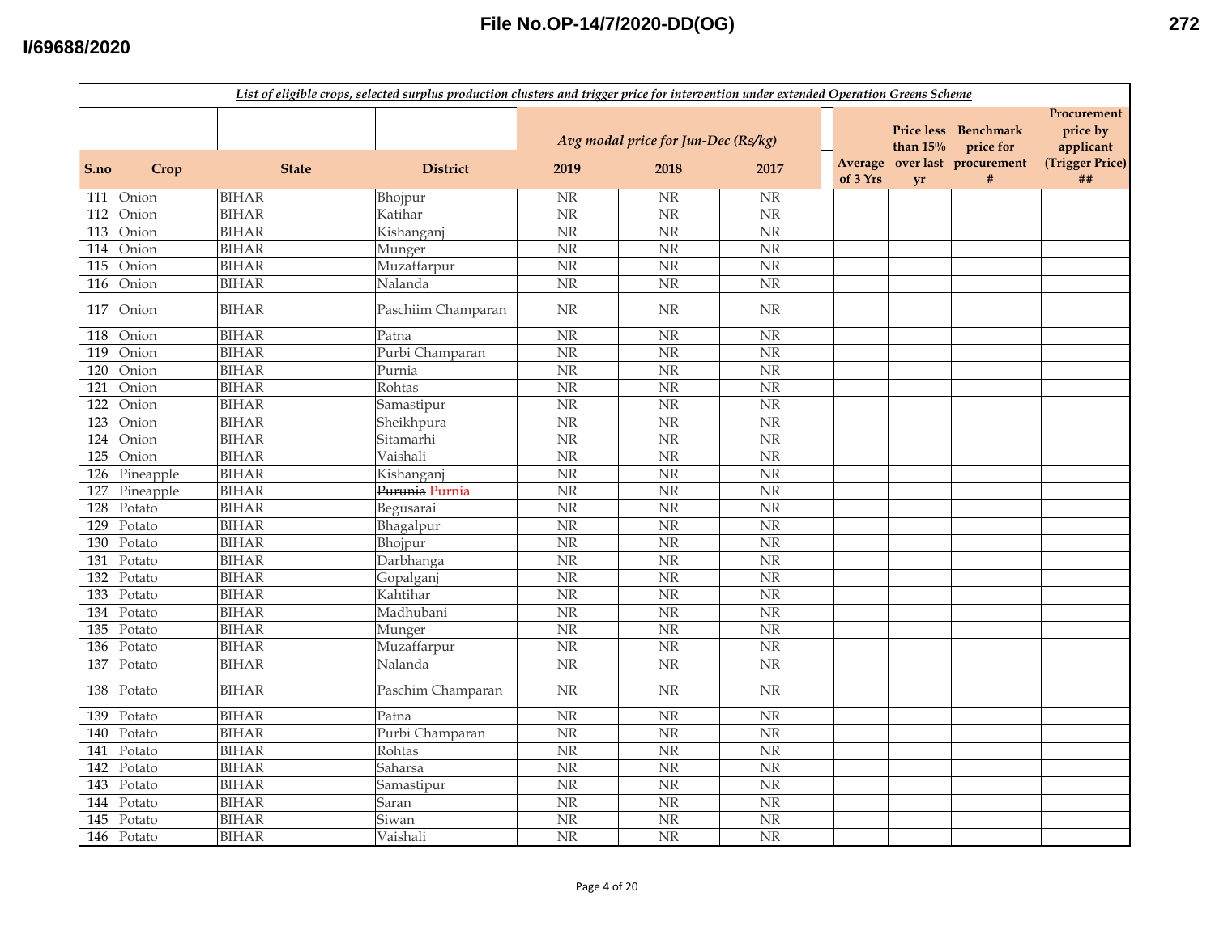*List of eligible crops, selected surplus production clusters and trigger price for intervention under extended Operation Greens Scheme*

| S.no | Crop | State | District | Avg modal price for Jun-Dec (Rs/kg) | | | | Average of 3 Yrs | Price less than 15% over last yr | Benchmark price for procurement # | | Procurement price by applicant (Trigger Price) ## |
|---|---|---|---|---|---|---|---|---|---|---|---|---|
| | | | | 2019 | 2018 | 2017 | | | | | | |
| 111 | Onion | BIHAR | Bhojpur | NR | NR | NR | | | | | | |
| 112 | Onion | BIHAR | Katihar | NR | NR | NR | | | | | | |
| 113 | Onion | BIHAR | Kishanganj | NR | NR | NR | | | | | | |
| 114 | Onion | BIHAR | Munger | NR | NR | NR | | | | | | |
| 115 | Onion | BIHAR | Muzaffarpur | NR | NR | NR | | | | | | |
| 116 | Onion | BIHAR | Nalanda | NR | NR | NR | | | | | | |
| 117 | Onion | BIHAR | Paschiim Champaran | NR | NR | NR | | | | | | |
| 118 | Onion | BIHAR | Patna | NR | NR | NR | | | | | | |
| 119 | Onion | BIHAR | Purbi Champaran | NR | NR | NR | | | | | | |
| 120 | Onion | BIHAR | Purnia | NR | NR | NR | | | | | | |
| 121 | Onion | BIHAR | Rohtas | NR | NR | NR | | | | | | |
| 122 | Onion | BIHAR | Samastipur | NR | NR | NR | | | | | | |
| 123 | Onion | BIHAR | Sheikhpura | NR | NR | NR | | | | | | |
| 124 | Onion | BIHAR | Sitamarhi | NR | NR | NR | | | | | | |
| 125 | Onion | BIHAR | Vaishali | NR | NR | NR | | | | | | |
| 126 | Pineapple | BIHAR | Kishanganj | NR | NR | NR | | | | | | |
| 127 | Pineapple | BIHAR | ~~Purunia~~ Purnia | NR | NR | NR | | | | | | |
| 128 | Potato | BIHAR | Begusarai | NR | NR | NR | | | | | | |
| 129 | Potato | BIHAR | Bhagalpur | NR | NR | NR | | | | | | |
| 130 | Potato | BIHAR | Bhojpur | NR | NR | NR | | | | | | |
| 131 | Potato | BIHAR | Darbhanga | NR | NR | NR | | | | | | |
| 132 | Potato | BIHAR | Gopalganj | NR | NR | NR | | | | | | |
| 133 | Potato | BIHAR | Kahtihar | NR | NR | NR | | | | | | |
| 134 | Potato | BIHAR | Madhubani | NR | NR | NR | | | | | | |
| 135 | Potato | BIHAR | Munger | NR | NR | NR | | | | | | |
| 136 | Potato | BIHAR | Muzaffarpur | NR | NR | NR | | | | | | |
| 137 | Potato | BIHAR | Nalanda | NR | NR | NR | | | | | | |
| 138 | Potato | BIHAR | Paschim Champaran | NR | NR | NR | | | | | | |
| 139 | Potato | BIHAR | Patna | NR | NR | NR | | | | | | |
| 140 | Potato | BIHAR | Purbi Champaran | NR | NR | NR | | | | | | |
| 141 | Potato | BIHAR | Rohtas | NR | NR | NR | | | | | | |
| 142 | Potato | BIHAR | Saharsa | NR | NR | NR | | | | | | |
| 143 | Potato | BIHAR | Samastipur | NR | NR | NR | | | | | | |
| 144 | Potato | BIHAR | Saran | NR | NR | NR | | | | | | |
| 145 | Potato | BIHAR | Siwan | NR | NR | NR | | | | | | |
| 146 | Potato | BIHAR | Vaishali | NR | NR | NR | | | | | | |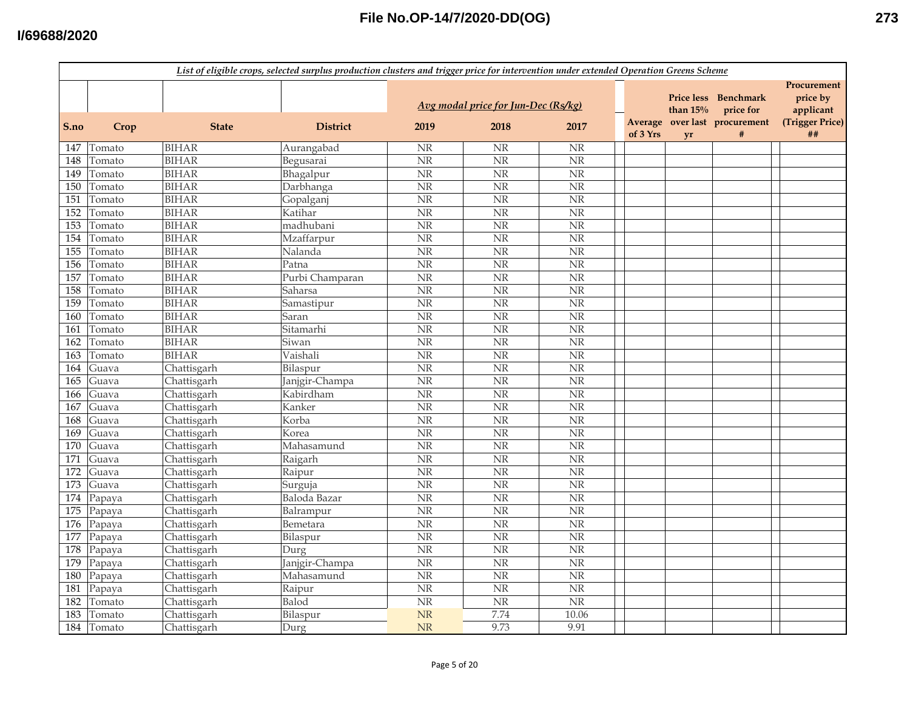*List of eligible crops, selected surplus production clusters and trigger price for intervention under extended Operation Greens Scheme*

| S.no | Crop | State | District | *Avg modal price for Jun-Dec (Rs/kg)* 2019 | 2018 | 2017 | | Average of 3 Yrs | Price less than 15% over last yr | Benchmark price for procurement # | | Procurement price by applicant (Trigger Price) ## |
|---|---|---|---|---|---|---|---|---|---|---|---|---|
| 147 | Tomato | BIHAR | Aurangabad | NR | NR | NR | | | | | | |
| 148 | Tomato | BIHAR | Begusarai | NR | NR | NR | | | | | | |
| 149 | Tomato | BIHAR | Bhagalpur | NR | NR | NR | | | | | | |
| 150 | Tomato | BIHAR | Darbhanga | NR | NR | NR | | | | | | |
| 151 | Tomato | BIHAR | Gopalganj | NR | NR | NR | | | | | | |
| 152 | Tomato | BIHAR | Katihar | NR | NR | NR | | | | | | |
| 153 | Tomato | BIHAR | madhubani | NR | NR | NR | | | | | | |
| 154 | Tomato | BIHAR | Mzaffarpur | NR | NR | NR | | | | | | |
| 155 | Tomato | BIHAR | Nalanda | NR | NR | NR | | | | | | |
| 156 | Tomato | BIHAR | Patna | NR | NR | NR | | | | | | |
| 157 | Tomato | BIHAR | Purbi Champaran | NR | NR | NR | | | | | | |
| 158 | Tomato | BIHAR | Saharsa | NR | NR | NR | | | | | | |
| 159 | Tomato | BIHAR | Samastipur | NR | NR | NR | | | | | | |
| 160 | Tomato | BIHAR | Saran | NR | NR | NR | | | | | | |
| 161 | Tomato | BIHAR | Sitamarhi | NR | NR | NR | | | | | | |
| 162 | Tomato | BIHAR | Siwan | NR | NR | NR | | | | | | |
| 163 | Tomato | BIHAR | Vaishali | NR | NR | NR | | | | | | |
| 164 | Guava | Chattisgarh | Bilaspur | NR | NR | NR | | | | | | |
| 165 | Guava | Chattisgarh | Janjgir-Champa | NR | NR | NR | | | | | | |
| 166 | Guava | Chattisgarh | Kabirdham | NR | NR | NR | | | | | | |
| 167 | Guava | Chattisgarh | Kanker | NR | NR | NR | | | | | | |
| 168 | Guava | Chattisgarh | Korba | NR | NR | NR | | | | | | |
| 169 | Guava | Chattisgarh | Korea | NR | NR | NR | | | | | | |
| 170 | Guava | Chattisgarh | Mahasamund | NR | NR | NR | | | | | | |
| 171 | Guava | Chattisgarh | Raigarh | NR | NR | NR | | | | | | |
| 172 | Guava | Chattisgarh | Raipur | NR | NR | NR | | | | | | |
| 173 | Guava | Chattisgarh | Surguja | NR | NR | NR | | | | | | |
| 174 | Papaya | Chattisgarh | Baloda Bazar | NR | NR | NR | | | | | | |
| 175 | Papaya | Chattisgarh | Balrampur | NR | NR | NR | | | | | | |
| 176 | Papaya | Chattisgarh | Bemetara | NR | NR | NR | | | | | | |
| 177 | Papaya | Chattisgarh | Bilaspur | NR | NR | NR | | | | | | |
| 178 | Papaya | Chattisgarh | Durg | NR | NR | NR | | | | | | |
| 179 | Papaya | Chattisgarh | Janjgir-Champa | NR | NR | NR | | | | | | |
| 180 | Papaya | Chattisgarh | Mahasamund | NR | NR | NR | | | | | | |
| 181 | Papaya | Chattisgarh | Raipur | NR | NR | NR | | | | | | |
| 182 | Tomato | Chattisgarh | Balod | NR | NR | NR | | | | | | |
| 183 | Tomato | Chattisgarh | Bilaspur | NR | 7.74 | 10.06 | | | | | | |
| 184 | Tomato | Chattisgarh | Durg | NR | 9.73 | 9.91 | | | | | | |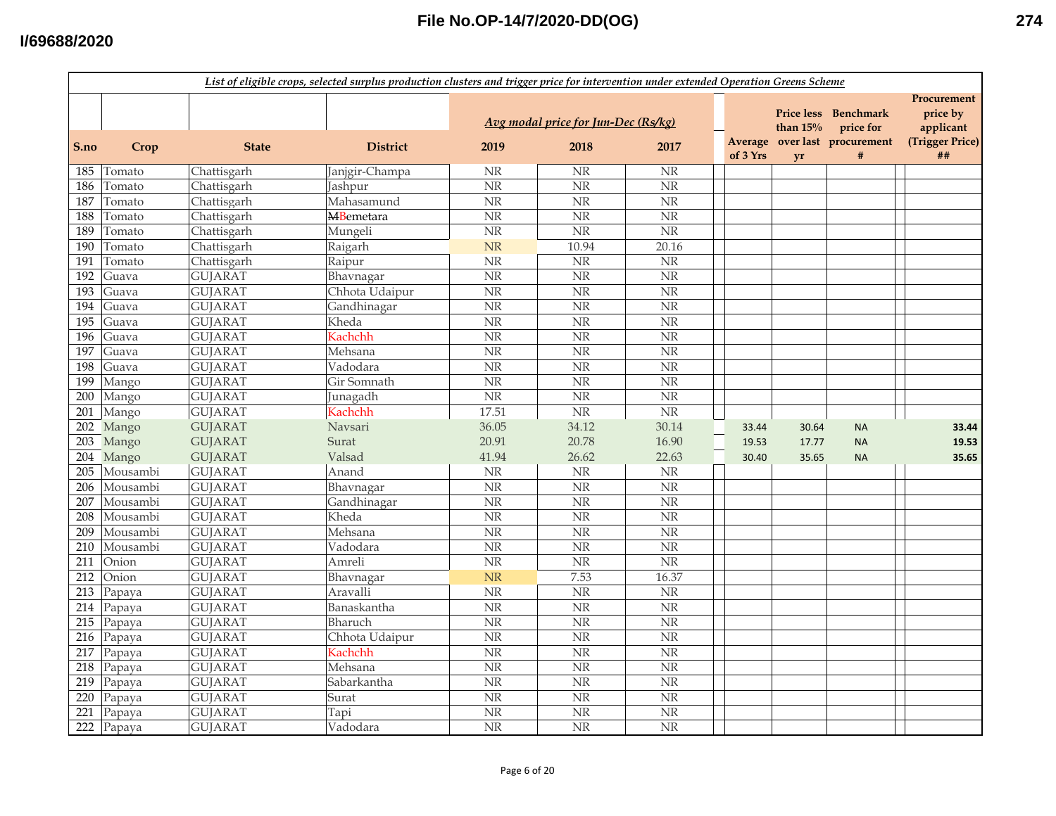File No.OP-14/7/2020-DD(OG)

I/69688/2020

***List of eligible crops, selected surplus production clusters and trigger price for intervention under extended Operation Greens Scheme***

| S.no | Crop | State | District | *Avg modal price for Jun-Dec (Rs/kg)* 2019 | 2018 | 2017 | Average of 3 Yrs | Price less than 15% over last yr | Benchmark price for procurement # | Procurement price by applicant (Trigger Price) ## |
|---|---|---|---|---|---|---|---|---|---|---|
| 185 | Tomato | Chattisgarh | Janjgir-Champa | NR | NR | NR | | | | |
| 186 | Tomato | Chattisgarh | Jashpur | NR | NR | NR | | | | |
| 187 | Tomato | Chattisgarh | Mahasamund | NR | NR | NR | | | | |
| 188 | Tomato | Chattisgarh | ~~M~~Bemetara | NR | NR | NR | | | | |
| 189 | Tomato | Chattisgarh | Mungeli | NR | NR | NR | | | | |
| 190 | Tomato | Chattisgarh | Raigarh | NR | 10.94 | 20.16 | | | | |
| 191 | Tomato | Chattisgarh | Raipur | NR | NR | NR | | | | |
| 192 | Guava | GUJARAT | Bhavnagar | NR | NR | NR | | | | |
| 193 | Guava | GUJARAT | Chhota Udaipur | NR | NR | NR | | | | |
| 194 | Guava | GUJARAT | Gandhinagar | NR | NR | NR | | | | |
| 195 | Guava | GUJARAT | Kheda | NR | NR | NR | | | | |
| 196 | Guava | GUJARAT | Kachchh | NR | NR | NR | | | | |
| 197 | Guava | GUJARAT | Mehsana | NR | NR | NR | | | | |
| 198 | Guava | GUJARAT | Vadodara | NR | NR | NR | | | | |
| 199 | Mango | GUJARAT | Gir Somnath | NR | NR | NR | | | | |
| 200 | Mango | GUJARAT | Junagadh | NR | NR | NR | | | | |
| 201 | Mango | GUJARAT | Kachchh | 17.51 | NR | NR | | | | |
| 202 | Mango | GUJARAT | Navsari | 36.05 | 34.12 | 30.14 | 33.44 | 30.64 | NA | 33.44 |
| 203 | Mango | GUJARAT | Surat | 20.91 | 20.78 | 16.90 | 19.53 | 17.77 | NA | 19.53 |
| 204 | Mango | GUJARAT | Valsad | 41.94 | 26.62 | 22.63 | 30.40 | 35.65 | NA | 35.65 |
| 205 | Mousambi | GUJARAT | Anand | NR | NR | NR | | | | |
| 206 | Mousambi | GUJARAT | Bhavnagar | NR | NR | NR | | | | |
| 207 | Mousambi | GUJARAT | Gandhinagar | NR | NR | NR | | | | |
| 208 | Mousambi | GUJARAT | Kheda | NR | NR | NR | | | | |
| 209 | Mousambi | GUJARAT | Mehsana | NR | NR | NR | | | | |
| 210 | Mousambi | GUJARAT | Vadodara | NR | NR | NR | | | | |
| 211 | Onion | GUJARAT | Amreli | NR | NR | NR | | | | |
| 212 | Onion | GUJARAT | Bhavnagar | NR | 7.53 | 16.37 | | | | |
| 213 | Papaya | GUJARAT | Aravalli | NR | NR | NR | | | | |
| 214 | Papaya | GUJARAT | Banaskantha | NR | NR | NR | | | | |
| 215 | Papaya | GUJARAT | Bharuch | NR | NR | NR | | | | |
| 216 | Papaya | GUJARAT | Chhota Udaipur | NR | NR | NR | | | | |
| 217 | Papaya | GUJARAT | Kachchh | NR | NR | NR | | | | |
| 218 | Papaya | GUJARAT | Mehsana | NR | NR | NR | | | | |
| 219 | Papaya | GUJARAT | Sabarkantha | NR | NR | NR | | | | |
| 220 | Papaya | GUJARAT | Surat | NR | NR | NR | | | | |
| 221 | Papaya | GUJARAT | Tapi | NR | NR | NR | | | | |
| 222 | Papaya | GUJARAT | Vadodara | NR | NR | NR | | | | |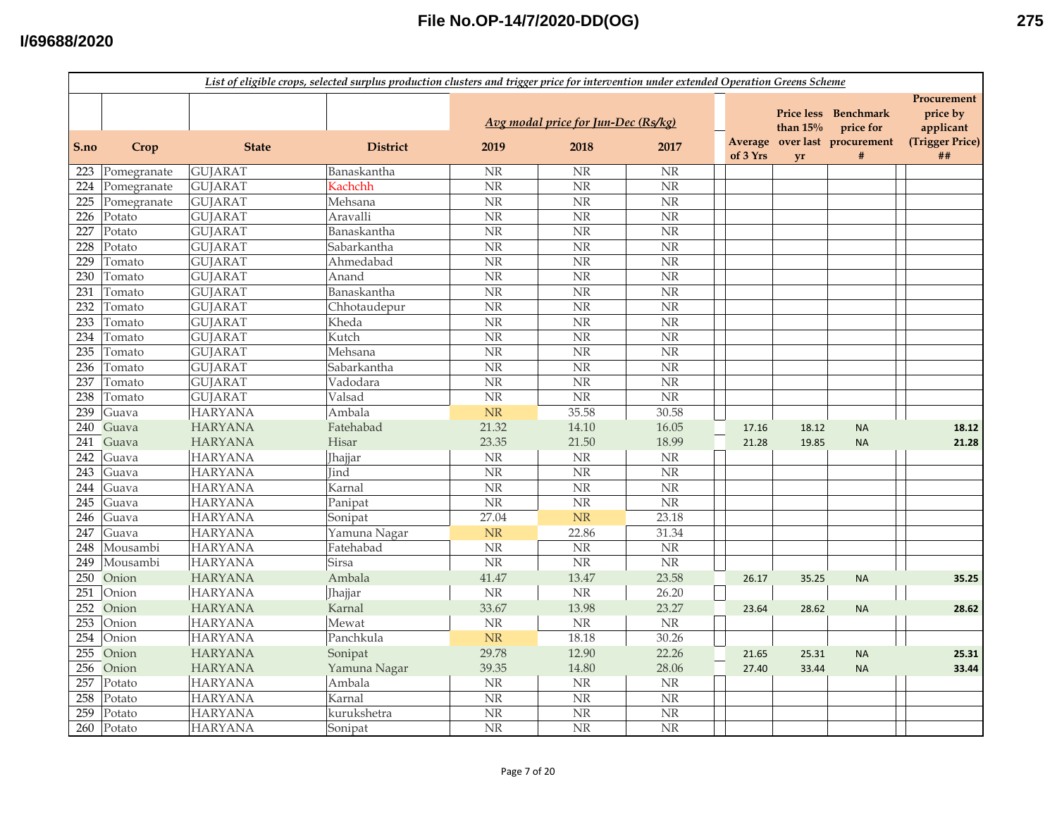*List of eligible crops, selected surplus production clusters and trigger price for intervention under extended Operation Greens Scheme*

| S.no | Crop | State | District | Avg modal price for Jun-Dec (Rs/kg) | | | Average of 3 Yrs | Price less than 15% over last yr | Benchmark price for procurement # | Procurement price by applicant (Trigger Price) ## |
|---|---|---|---|---|---|---|---|---|---|---|
| | | | | 2019 | 2018 | 2017 | | | | |
| 223 | Pomegranate | GUJARAT | Banaskantha | NR | NR | NR | | | | |
| 224 | Pomegranate | GUJARAT | Kachchh | NR | NR | NR | | | | |
| 225 | Pomegranate | GUJARAT | Mehsana | NR | NR | NR | | | | |
| 226 | Potato | GUJARAT | Aravalli | NR | NR | NR | | | | |
| 227 | Potato | GUJARAT | Banaskantha | NR | NR | NR | | | | |
| 228 | Potato | GUJARAT | Sabarkantha | NR | NR | NR | | | | |
| 229 | Tomato | GUJARAT | Ahmedabad | NR | NR | NR | | | | |
| 230 | Tomato | GUJARAT | Anand | NR | NR | NR | | | | |
| 231 | Tomato | GUJARAT | Banaskantha | NR | NR | NR | | | | |
| 232 | Tomato | GUJARAT | Chhotaudepur | NR | NR | NR | | | | |
| 233 | Tomato | GUJARAT | Kheda | NR | NR | NR | | | | |
| 234 | Tomato | GUJARAT | Kutch | NR | NR | NR | | | | |
| 235 | Tomato | GUJARAT | Mehsana | NR | NR | NR | | | | |
| 236 | Tomato | GUJARAT | Sabarkantha | NR | NR | NR | | | | |
| 237 | Tomato | GUJARAT | Vadodara | NR | NR | NR | | | | |
| 238 | Tomato | GUJARAT | Valsad | NR | NR | NR | | | | |
| 239 | Guava | HARYANA | Ambala | NR | 35.58 | 30.58 | | | | |
| 240 | Guava | HARYANA | Fatehabad | 21.32 | 14.10 | 16.05 | 17.16 | 18.12 | NA | 18.12 |
| 241 | Guava | HARYANA | Hisar | 23.35 | 21.50 | 18.99 | 21.28 | 19.85 | NA | 21.28 |
| 242 | Guava | HARYANA | Jhajjar | NR | NR | NR | | | | |
| 243 | Guava | HARYANA | Jind | NR | NR | NR | | | | |
| 244 | Guava | HARYANA | Karnal | NR | NR | NR | | | | |
| 245 | Guava | HARYANA | Panipat | NR | NR | NR | | | | |
| 246 | Guava | HARYANA | Sonipat | 27.04 | NR | 23.18 | | | | |
| 247 | Guava | HARYANA | Yamuna Nagar | NR | 22.86 | 31.34 | | | | |
| 248 | Mousambi | HARYANA | Fatehabad | NR | NR | NR | | | | |
| 249 | Mousambi | HARYANA | Sirsa | NR | NR | NR | | | | |
| 250 | Onion | HARYANA | Ambala | 41.47 | 13.47 | 23.58 | 26.17 | 35.25 | NA | 35.25 |
| 251 | Onion | HARYANA | Jhajjar | NR | NR | 26.20 | | | | |
| 252 | Onion | HARYANA | Karnal | 33.67 | 13.98 | 23.27 | 23.64 | 28.62 | NA | 28.62 |
| 253 | Onion | HARYANA | Mewat | NR | NR | NR | | | | |
| 254 | Onion | HARYANA | Panchkula | NR | 18.18 | 30.26 | | | | |
| 255 | Onion | HARYANA | Sonipat | 29.78 | 12.90 | 22.26 | 21.65 | 25.31 | NA | 25.31 |
| 256 | Onion | HARYANA | Yamuna Nagar | 39.35 | 14.80 | 28.06 | 27.40 | 33.44 | NA | 33.44 |
| 257 | Potato | HARYANA | Ambala | NR | NR | NR | | | | |
| 258 | Potato | HARYANA | Karnal | NR | NR | NR | | | | |
| 259 | Potato | HARYANA | kurukshetra | NR | NR | NR | | | | |
| 260 | Potato | HARYANA | Sonipat | NR | NR | NR | | | | |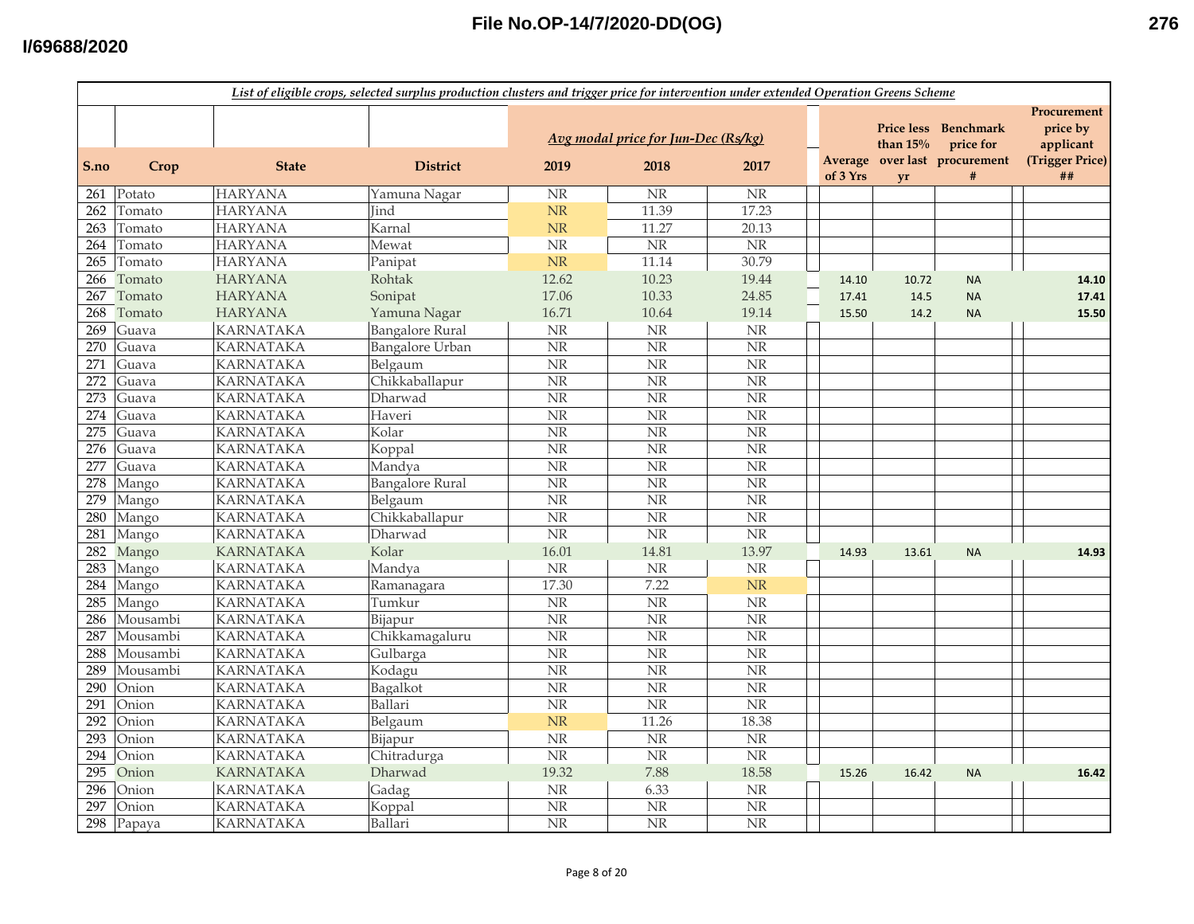List of eligible crops, selected surplus production clusters and trigger price for intervention under extended Operation Greens Scheme

| S.no | Crop | State | District | Avg modal price for Jun-Dec (Rs/kg) 2019 | 2018 | 2017 | Average of 3 Yrs | Price less than 15% over last yr | Benchmark price for procurement # | Procurement price by applicant (Trigger Price) ## |
|---|---|---|---|---|---|---|---|---|---|---|
| 261 | Potato | HARYANA | Yamuna Nagar | NR | NR | NR | | | | |
| 262 | Tomato | HARYANA | Jind | NR | 11.39 | 17.23 | | | | |
| 263 | Tomato | HARYANA | Karnal | NR | 11.27 | 20.13 | | | | |
| 264 | Tomato | HARYANA | Mewat | NR | NR | NR | | | | |
| 265 | Tomato | HARYANA | Panipat | NR | 11.14 | 30.79 | | | | |
| 266 | Tomato | HARYANA | Rohtak | 12.62 | 10.23 | 19.44 | 14.10 | 10.72 | NA | 14.10 |
| 267 | Tomato | HARYANA | Sonipat | 17.06 | 10.33 | 24.85 | 17.41 | 14.5 | NA | 17.41 |
| 268 | Tomato | HARYANA | Yamuna Nagar | 16.71 | 10.64 | 19.14 | 15.50 | 14.2 | NA | 15.50 |
| 269 | Guava | KARNATAKA | Bangalore Rural | NR | NR | NR | | | | |
| 270 | Guava | KARNATAKA | Bangalore Urban | NR | NR | NR | | | | |
| 271 | Guava | KARNATAKA | Belgaum | NR | NR | NR | | | | |
| 272 | Guava | KARNATAKA | Chikkaballapur | NR | NR | NR | | | | |
| 273 | Guava | KARNATAKA | Dharwad | NR | NR | NR | | | | |
| 274 | Guava | KARNATAKA | Haveri | NR | NR | NR | | | | |
| 275 | Guava | KARNATAKA | Kolar | NR | NR | NR | | | | |
| 276 | Guava | KARNATAKA | Koppal | NR | NR | NR | | | | |
| 277 | Guava | KARNATAKA | Mandya | NR | NR | NR | | | | |
| 278 | Mango | KARNATAKA | Bangalore Rural | NR | NR | NR | | | | |
| 279 | Mango | KARNATAKA | Belgaum | NR | NR | NR | | | | |
| 280 | Mango | KARNATAKA | Chikkaballapur | NR | NR | NR | | | | |
| 281 | Mango | KARNATAKA | Dharwad | NR | NR | NR | | | | |
| 282 | Mango | KARNATAKA | Kolar | 16.01 | 14.81 | 13.97 | 14.93 | 13.61 | NA | 14.93 |
| 283 | Mango | KARNATAKA | Mandya | NR | NR | NR | | | | |
| 284 | Mango | KARNATAKA | Ramanagara | 17.30 | 7.22 | NR | | | | |
| 285 | Mango | KARNATAKA | Tumkur | NR | NR | NR | | | | |
| 286 | Mousambi | KARNATAKA | Bijapur | NR | NR | NR | | | | |
| 287 | Mousambi | KARNATAKA | Chikkamagaluru | NR | NR | NR | | | | |
| 288 | Mousambi | KARNATAKA | Gulbarga | NR | NR | NR | | | | |
| 289 | Mousambi | KARNATAKA | Kodagu | NR | NR | NR | | | | |
| 290 | Onion | KARNATAKA | Bagalkot | NR | NR | NR | | | | |
| 291 | Onion | KARNATAKA | Ballari | NR | NR | NR | | | | |
| 292 | Onion | KARNATAKA | Belgaum | NR | 11.26 | 18.38 | | | | |
| 293 | Onion | KARNATAKA | Bijapur | NR | NR | NR | | | | |
| 294 | Onion | KARNATAKA | Chitradurga | NR | NR | NR | | | | |
| 295 | Onion | KARNATAKA | Dharwad | 19.32 | 7.88 | 18.58 | 15.26 | 16.42 | NA | 16.42 |
| 296 | Onion | KARNATAKA | Gadag | NR | 6.33 | NR | | | | |
| 297 | Onion | KARNATAKA | Koppal | NR | NR | NR | | | | |
| 298 | Papaya | KARNATAKA | Ballari | NR | NR | NR | | | | |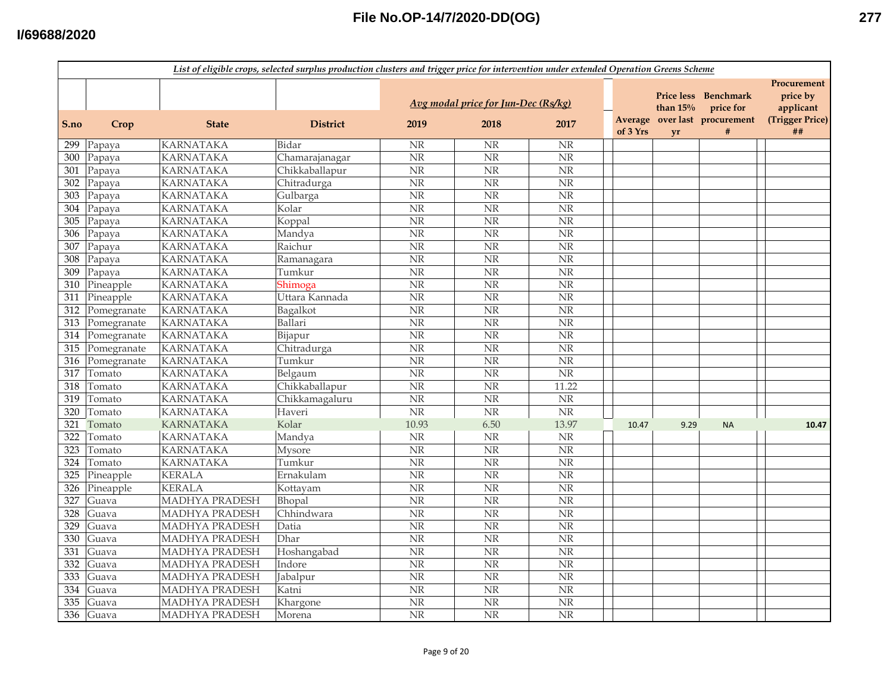File No.OP-14/7/2020-DD(OG)

I/69688/2020

| List of eligible crops, selected surplus production clusters and trigger price for intervention under extended Operation Greens Scheme | | | | | | | | | | |
|---|---|---|---|---|---|---|---|---|---|---|
| | | | | Avg modal price for Jun-Dec (Rs/kg) | | | | | | |
| S.no | Crop | State | District | 2019 | 2018 | 2017 | Average of 3 Yrs | Price less than 15% over last yr | Benchmark price for procurement # | Procurement price by applicant (Trigger Price) ## |
| 299 | Papaya | KARNATAKA | Bidar | NR | NR | NR | | | | |
| 300 | Papaya | KARNATAKA | Chamarajanagar | NR | NR | NR | | | | |
| 301 | Papaya | KARNATAKA | Chikkaballapur | NR | NR | NR | | | | |
| 302 | Papaya | KARNATAKA | Chitradurga | NR | NR | NR | | | | |
| 303 | Papaya | KARNATAKA | Gulbarga | NR | NR | NR | | | | |
| 304 | Papaya | KARNATAKA | Kolar | NR | NR | NR | | | | |
| 305 | Papaya | KARNATAKA | Koppal | NR | NR | NR | | | | |
| 306 | Papaya | KARNATAKA | Mandya | NR | NR | NR | | | | |
| 307 | Papaya | KARNATAKA | Raichur | NR | NR | NR | | | | |
| 308 | Papaya | KARNATAKA | Ramanagara | NR | NR | NR | | | | |
| 309 | Papaya | KARNATAKA | Tumkur | NR | NR | NR | | | | |
| 310 | Pineapple | KARNATAKA | Shimoga | NR | NR | NR | | | | |
| 311 | Pineapple | KARNATAKA | Uttara Kannada | NR | NR | NR | | | | |
| 312 | Pomegranate | KARNATAKA | Bagalkot | NR | NR | NR | | | | |
| 313 | Pomegranate | KARNATAKA | Ballari | NR | NR | NR | | | | |
| 314 | Pomegranate | KARNATAKA | Bijapur | NR | NR | NR | | | | |
| 315 | Pomegranate | KARNATAKA | Chitradurga | NR | NR | NR | | | | |
| 316 | Pomegranate | KARNATAKA | Tumkur | NR | NR | NR | | | | |
| 317 | Tomato | KARNATAKA | Belgaum | NR | NR | NR | | | | |
| 318 | Tomato | KARNATAKA | Chikkaballapur | NR | NR | 11.22 | | | | |
| 319 | Tomato | KARNATAKA | Chikkamagaluru | NR | NR | NR | | | | |
| 320 | Tomato | KARNATAKA | Haveri | NR | NR | NR | | | | |
| 321 | Tomato | KARNATAKA | Kolar | 10.93 | 6.50 | 13.97 | 10.47 | 9.29 | NA | **10.47** |
| 322 | Tomato | KARNATAKA | Mandya | NR | NR | NR | | | | |
| 323 | Tomato | KARNATAKA | Mysore | NR | NR | NR | | | | |
| 324 | Tomato | KARNATAKA | Tumkur | NR | NR | NR | | | | |
| 325 | Pineapple | KERALA | Ernakulam | NR | NR | NR | | | | |
| 326 | Pineapple | KERALA | Kottayam | NR | NR | NR | | | | |
| 327 | Guava | MADHYA PRADESH | Bhopal | NR | NR | NR | | | | |
| 328 | Guava | MADHYA PRADESH | Chhindwara | NR | NR | NR | | | | |
| 329 | Guava | MADHYA PRADESH | Datia | NR | NR | NR | | | | |
| 330 | Guava | MADHYA PRADESH | Dhar | NR | NR | NR | | | | |
| 331 | Guava | MADHYA PRADESH | Hoshangabad | NR | NR | NR | | | | |
| 332 | Guava | MADHYA PRADESH | Indore | NR | NR | NR | | | | |
| 333 | Guava | MADHYA PRADESH | Jabalpur | NR | NR | NR | | | | |
| 334 | Guava | MADHYA PRADESH | Katni | NR | NR | NR | | | | |
| 335 | Guava | MADHYA PRADESH | Khargone | NR | NR | NR | | | | |
| 336 | Guava | MADHYA PRADESH | Morena | NR | NR | NR | | | | |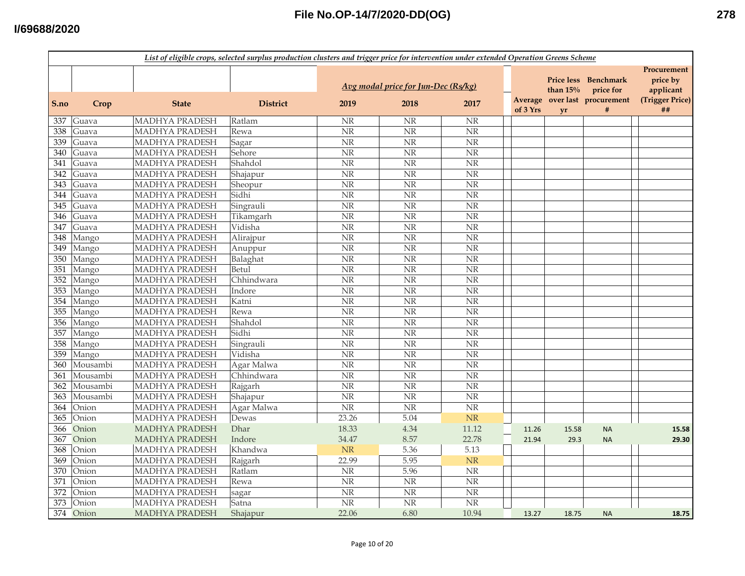*List of eligible crops, selected surplus production clusters and trigger price for intervention under extended Operation Greens Scheme*

| S.no | Crop | State | District | Avg modal price for Jun-Dec (Rs/kg) 2019 | 2018 | 2017 | Average of 3 Yrs | Price less than 15% over last yr | Benchmark price for procurement # | Procurement price by applicant (Trigger Price) ## |
|---|---|---|---|---|---|---|---|---|---|---|
| 337 | Guava | MADHYA PRADESH | Ratlam | NR | NR | NR | | | | |
| 338 | Guava | MADHYA PRADESH | Rewa | NR | NR | NR | | | | |
| 339 | Guava | MADHYA PRADESH | Sagar | NR | NR | NR | | | | |
| 340 | Guava | MADHYA PRADESH | Sehore | NR | NR | NR | | | | |
| 341 | Guava | MADHYA PRADESH | Shahdol | NR | NR | NR | | | | |
| 342 | Guava | MADHYA PRADESH | Shajapur | NR | NR | NR | | | | |
| 343 | Guava | MADHYA PRADESH | Sheopur | NR | NR | NR | | | | |
| 344 | Guava | MADHYA PRADESH | Sidhi | NR | NR | NR | | | | |
| 345 | Guava | MADHYA PRADESH | Singrauli | NR | NR | NR | | | | |
| 346 | Guava | MADHYA PRADESH | Tikamgarh | NR | NR | NR | | | | |
| 347 | Guava | MADHYA PRADESH | Vidisha | NR | NR | NR | | | | |
| 348 | Mango | MADHYA PRADESH | Alirajpur | NR | NR | NR | | | | |
| 349 | Mango | MADHYA PRADESH | Anuppur | NR | NR | NR | | | | |
| 350 | Mango | MADHYA PRADESH | Balaghat | NR | NR | NR | | | | |
| 351 | Mango | MADHYA PRADESH | Betul | NR | NR | NR | | | | |
| 352 | Mango | MADHYA PRADESH | Chhindwara | NR | NR | NR | | | | |
| 353 | Mango | MADHYA PRADESH | Indore | NR | NR | NR | | | | |
| 354 | Mango | MADHYA PRADESH | Katni | NR | NR | NR | | | | |
| 355 | Mango | MADHYA PRADESH | Rewa | NR | NR | NR | | | | |
| 356 | Mango | MADHYA PRADESH | Shahdol | NR | NR | NR | | | | |
| 357 | Mango | MADHYA PRADESH | Sidhi | NR | NR | NR | | | | |
| 358 | Mango | MADHYA PRADESH | Singrauli | NR | NR | NR | | | | |
| 359 | Mango | MADHYA PRADESH | Vidisha | NR | NR | NR | | | | |
| 360 | Mousambi | MADHYA PRADESH | Agar Malwa | NR | NR | NR | | | | |
| 361 | Mousambi | MADHYA PRADESH | Chhindwara | NR | NR | NR | | | | |
| 362 | Mousambi | MADHYA PRADESH | Rajgarh | NR | NR | NR | | | | |
| 363 | Mousambi | MADHYA PRADESH | Shajapur | NR | NR | NR | | | | |
| 364 | Onion | MADHYA PRADESH | Agar Malwa | NR | NR | NR | | | | |
| 365 | Onion | MADHYA PRADESH | Dewas | 23.26 | 5.04 | NR | | | | |
| 366 | Onion | MADHYA PRADESH | Dhar | 18.33 | 4.34 | 11.12 | 11.26 | 15.58 | NA | **15.58** |
| 367 | Onion | MADHYA PRADESH | Indore | 34.47 | 8.57 | 22.78 | 21.94 | 29.3 | NA | **29.30** |
| 368 | Onion | MADHYA PRADESH | Khandwa | NR | 5.36 | 5.13 | | | | |
| 369 | Onion | MADHYA PRADESH | Rajgarh | 22.99 | 5.95 | NR | | | | |
| 370 | Onion | MADHYA PRADESH | Ratlam | NR | 5.96 | NR | | | | |
| 371 | Onion | MADHYA PRADESH | Rewa | NR | NR | NR | | | | |
| 372 | Onion | MADHYA PRADESH | sagar | NR | NR | NR | | | | |
| 373 | Onion | MADHYA PRADESH | Satna | NR | NR | NR | | | | |
| 374 | Onion | MADHYA PRADESH | Shajapur | 22.06 | 6.80 | 10.94 | 13.27 | 18.75 | NA | **18.75** |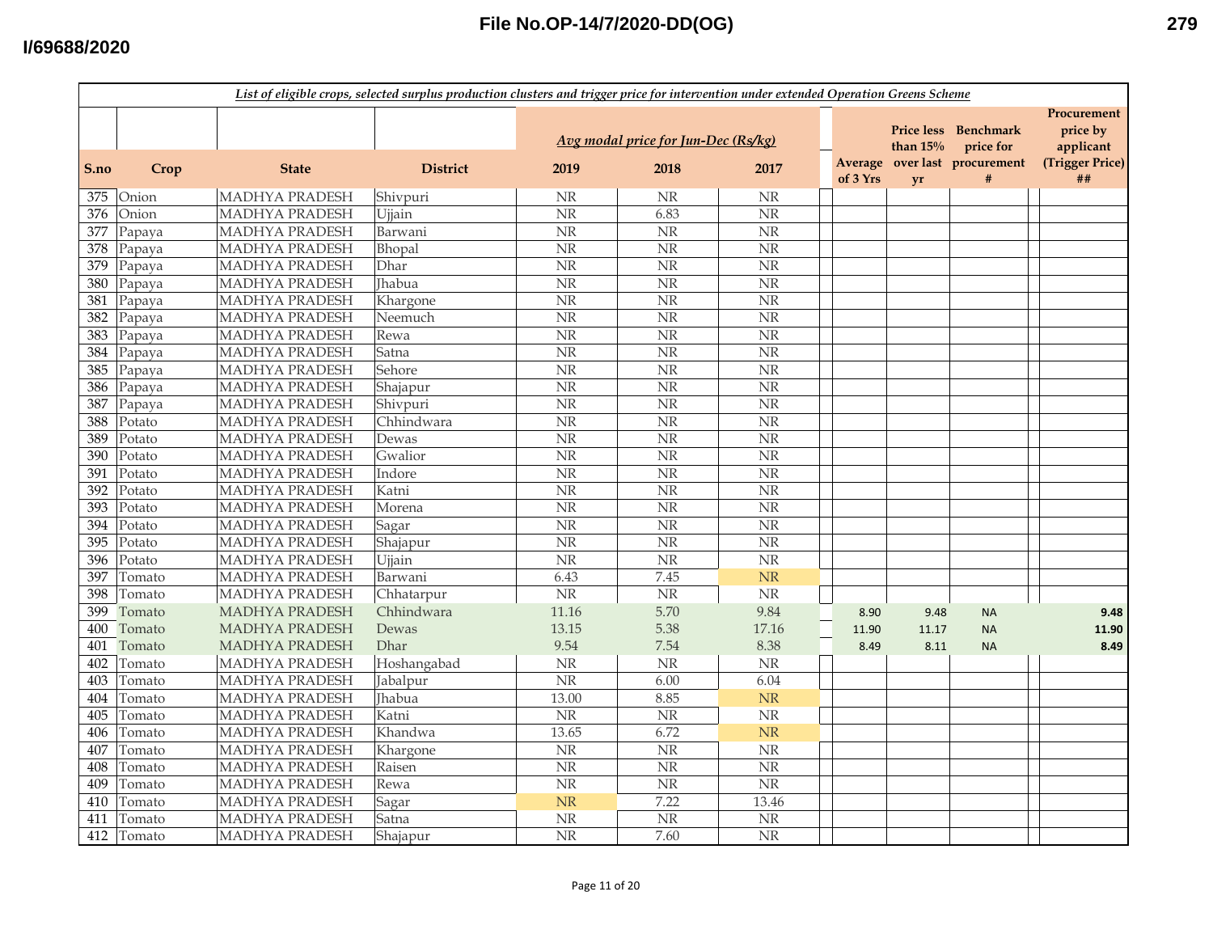*List of eligible crops, selected surplus production clusters and trigger price for intervention under extended Operation Greens Scheme*

| S.no | Crop | State | District | Avg modal price for Jun-Dec (Rs/kg) | | | Average of 3 Yrs | Price less than 15% over last yr | Benchmark price for procurement # | Procurement price by applicant (Trigger Price) ## |
|---|---|---|---|---|---|---|---|---|---|---|
| | | | | 2019 | 2018 | 2017 | | | | |
| 375 | Onion | MADHYA PRADESH | Shivpuri | NR | NR | NR | | | | |
| 376 | Onion | MADHYA PRADESH | Ujjain | NR | 6.83 | NR | | | | |
| 377 | Papaya | MADHYA PRADESH | Barwani | NR | NR | NR | | | | |
| 378 | Papaya | MADHYA PRADESH | Bhopal | NR | NR | NR | | | | |
| 379 | Papaya | MADHYA PRADESH | Dhar | NR | NR | NR | | | | |
| 380 | Papaya | MADHYA PRADESH | Jhabua | NR | NR | NR | | | | |
| 381 | Papaya | MADHYA PRADESH | Khargone | NR | NR | NR | | | | |
| 382 | Papaya | MADHYA PRADESH | Neemuch | NR | NR | NR | | | | |
| 383 | Papaya | MADHYA PRADESH | Rewa | NR | NR | NR | | | | |
| 384 | Papaya | MADHYA PRADESH | Satna | NR | NR | NR | | | | |
| 385 | Papaya | MADHYA PRADESH | Sehore | NR | NR | NR | | | | |
| 386 | Papaya | MADHYA PRADESH | Shajapur | NR | NR | NR | | | | |
| 387 | Papaya | MADHYA PRADESH | Shivpuri | NR | NR | NR | | | | |
| 388 | Potato | MADHYA PRADESH | Chhindwara | NR | NR | NR | | | | |
| 389 | Potato | MADHYA PRADESH | Dewas | NR | NR | NR | | | | |
| 390 | Potato | MADHYA PRADESH | Gwalior | NR | NR | NR | | | | |
| 391 | Potato | MADHYA PRADESH | Indore | NR | NR | NR | | | | |
| 392 | Potato | MADHYA PRADESH | Katni | NR | NR | NR | | | | |
| 393 | Potato | MADHYA PRADESH | Morena | NR | NR | NR | | | | |
| 394 | Potato | MADHYA PRADESH | Sagar | NR | NR | NR | | | | |
| 395 | Potato | MADHYA PRADESH | Shajapur | NR | NR | NR | | | | |
| 396 | Potato | MADHYA PRADESH | Ujjain | NR | NR | NR | | | | |
| 397 | Tomato | MADHYA PRADESH | Barwani | 6.43 | 7.45 | NR | | | | |
| 398 | Tomato | MADHYA PRADESH | Chhatarpur | NR | NR | NR | | | | |
| 399 | Tomato | MADHYA PRADESH | Chhindwara | 11.16 | 5.70 | 9.84 | 8.90 | 9.48 | NA | 9.48 |
| 400 | Tomato | MADHYA PRADESH | Dewas | 13.15 | 5.38 | 17.16 | 11.90 | 11.17 | NA | 11.90 |
| 401 | Tomato | MADHYA PRADESH | Dhar | 9.54 | 7.54 | 8.38 | 8.49 | 8.11 | NA | 8.49 |
| 402 | Tomato | MADHYA PRADESH | Hoshangabad | NR | NR | NR | | | | |
| 403 | Tomato | MADHYA PRADESH | Jabalpur | NR | 6.00 | 6.04 | | | | |
| 404 | Tomato | MADHYA PRADESH | Jhabua | 13.00 | 8.85 | NR | | | | |
| 405 | Tomato | MADHYA PRADESH | Katni | NR | NR | NR | | | | |
| 406 | Tomato | MADHYA PRADESH | Khandwa | 13.65 | 6.72 | NR | | | | |
| 407 | Tomato | MADHYA PRADESH | Khargone | NR | NR | NR | | | | |
| 408 | Tomato | MADHYA PRADESH | Raisen | NR | NR | NR | | | | |
| 409 | Tomato | MADHYA PRADESH | Rewa | NR | NR | NR | | | | |
| 410 | Tomato | MADHYA PRADESH | Sagar | NR | 7.22 | 13.46 | | | | |
| 411 | Tomato | MADHYA PRADESH | Satna | NR | NR | NR | | | | |
| 412 | Tomato | MADHYA PRADESH | Shajapur | NR | 7.60 | NR | | | | |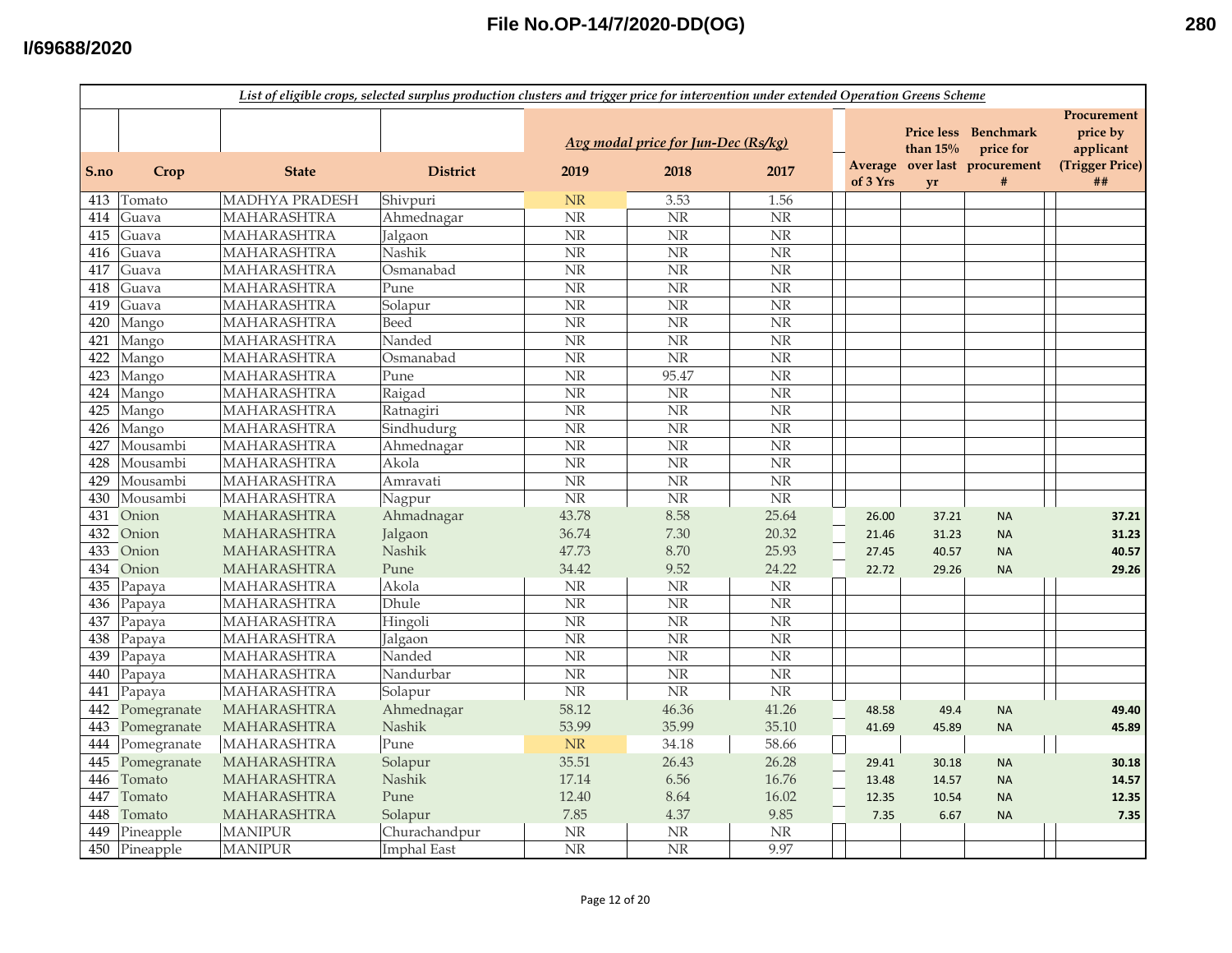File No.OP-14/7/2020-DD(OG)

I/69688/2020

*List of eligible crops, selected surplus production clusters and trigger price for intervention under extended Operation Greens Scheme*

| S.no | Crop | State | District | Avg modal price for Jun-Dec (Rs/kg) 2019 | 2018 | 2017 | Average of 3 Yrs | Price less than 15% over last yr | Benchmark price for procurement # | Procurement price by applicant (Trigger Price) ## |
|---|---|---|---|---|---|---|---|---|---|---|
| 413 | Tomato | MADHYA PRADESH | Shivpuri | NR | 3.53 | 1.56 | | | | |
| 414 | Guava | MAHARASHTRA | Ahmednagar | NR | NR | NR | | | | |
| 415 | Guava | MAHARASHTRA | Jalgaon | NR | NR | NR | | | | |
| 416 | Guava | MAHARASHTRA | Nashik | NR | NR | NR | | | | |
| 417 | Guava | MAHARASHTRA | Osmanabad | NR | NR | NR | | | | |
| 418 | Guava | MAHARASHTRA | Pune | NR | NR | NR | | | | |
| 419 | Guava | MAHARASHTRA | Solapur | NR | NR | NR | | | | |
| 420 | Mango | MAHARASHTRA | Beed | NR | NR | NR | | | | |
| 421 | Mango | MAHARASHTRA | Nanded | NR | NR | NR | | | | |
| 422 | Mango | MAHARASHTRA | Osmanabad | NR | NR | NR | | | | |
| 423 | Mango | MAHARASHTRA | Pune | NR | 95.47 | NR | | | | |
| 424 | Mango | MAHARASHTRA | Raigad | NR | NR | NR | | | | |
| 425 | Mango | MAHARASHTRA | Ratnagiri | NR | NR | NR | | | | |
| 426 | Mango | MAHARASHTRA | Sindhudurg | NR | NR | NR | | | | |
| 427 | Mousambi | MAHARASHTRA | Ahmednagar | NR | NR | NR | | | | |
| 428 | Mousambi | MAHARASHTRA | Akola | NR | NR | NR | | | | |
| 429 | Mousambi | MAHARASHTRA | Amravati | NR | NR | NR | | | | |
| 430 | Mousambi | MAHARASHTRA | Nagpur | NR | NR | NR | | | | |
| 431 | Onion | MAHARASHTRA | Ahmadnagar | 43.78 | 8.58 | 25.64 | 26.00 | 37.21 | NA | **37.21** |
| 432 | Onion | MAHARASHTRA | Jalgaon | 36.74 | 7.30 | 20.32 | 21.46 | 31.23 | NA | **31.23** |
| 433 | Onion | MAHARASHTRA | Nashik | 47.73 | 8.70 | 25.93 | 27.45 | 40.57 | NA | **40.57** |
| 434 | Onion | MAHARASHTRA | Pune | 34.42 | 9.52 | 24.22 | 22.72 | 29.26 | NA | **29.26** |
| 435 | Papaya | MAHARASHTRA | Akola | NR | NR | NR | | | | |
| 436 | Papaya | MAHARASHTRA | Dhule | NR | NR | NR | | | | |
| 437 | Papaya | MAHARASHTRA | Hingoli | NR | NR | NR | | | | |
| 438 | Papaya | MAHARASHTRA | Jalgaon | NR | NR | NR | | | | |
| 439 | Papaya | MAHARASHTRA | Nanded | NR | NR | NR | | | | |
| 440 | Papaya | MAHARASHTRA | Nandurbar | NR | NR | NR | | | | |
| 441 | Papaya | MAHARASHTRA | Solapur | NR | NR | NR | | | | |
| 442 | Pomegranate | MAHARASHTRA | Ahmednagar | 58.12 | 46.36 | 41.26 | 48.58 | 49.4 | NA | **49.40** |
| 443 | Pomegranate | MAHARASHTRA | Nashik | 53.99 | 35.99 | 35.10 | 41.69 | 45.89 | NA | **45.89** |
| 444 | Pomegranate | MAHARASHTRA | Pune | NR | 34.18 | 58.66 | | | | |
| 445 | Pomegranate | MAHARASHTRA | Solapur | 35.51 | 26.43 | 26.28 | 29.41 | 30.18 | NA | **30.18** |
| 446 | Tomato | MAHARASHTRA | Nashik | 17.14 | 6.56 | 16.76 | 13.48 | 14.57 | NA | **14.57** |
| 447 | Tomato | MAHARASHTRA | Pune | 12.40 | 8.64 | 16.02 | 12.35 | 10.54 | NA | **12.35** |
| 448 | Tomato | MAHARASHTRA | Solapur | 7.85 | 4.37 | 9.85 | 7.35 | 6.67 | NA | **7.35** |
| 449 | Pineapple | MANIPUR | Churachandpur | NR | NR | NR | | | | |
| 450 | Pineapple | MANIPUR | Imphal East | NR | NR | 9.97 | | | | |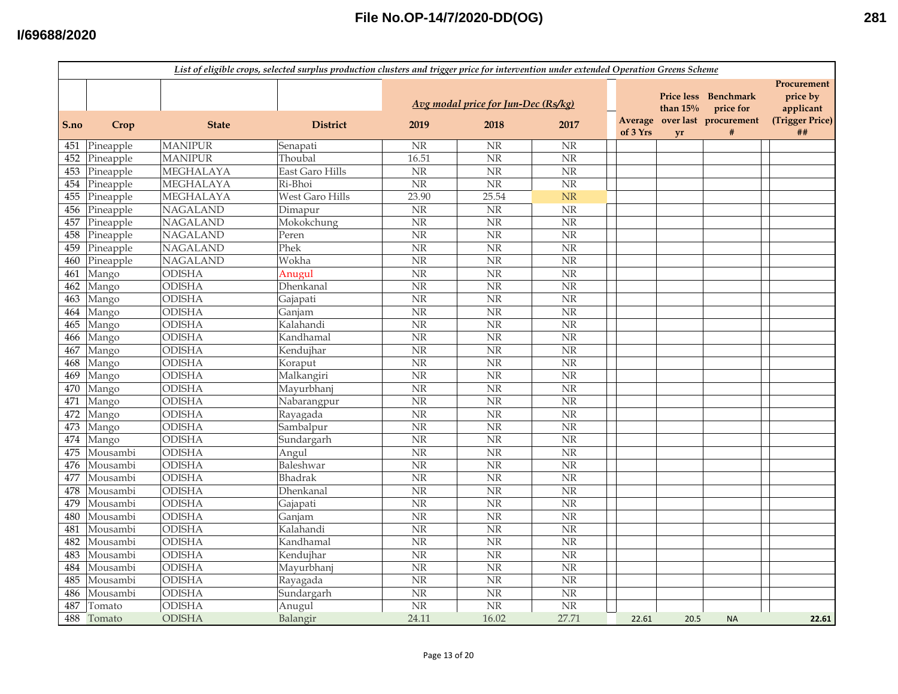*List of eligible crops, selected surplus production clusters and trigger price for intervention under extended Operation Greens Scheme*

| S.no | Crop | State | District | Avg modal price for Jun-Dec (Rs/kg) | | | Average of 3 Yrs | Price less than 15% over last yr | Benchmark price for procurement # | Procurement price by applicant (Trigger Price) ## |
|---|---|---|---|---|---|---|---|---|---|---|
| | | | | 2019 | 2018 | 2017 | | | | |
| 451 | Pineapple | MANIPUR | Senapati | NR | NR | NR | | | | |
| 452 | Pineapple | MANIPUR | Thoubal | 16.51 | NR | NR | | | | |
| 453 | Pineapple | MEGHALAYA | East Garo Hills | NR | NR | NR | | | | |
| 454 | Pineapple | MEGHALAYA | Ri-Bhoi | NR | NR | NR | | | | |
| 455 | Pineapple | MEGHALAYA | West Garo Hills | 23.90 | 25.54 | NR | | | | |
| 456 | Pineapple | NAGALAND | Dimapur | NR | NR | NR | | | | |
| 457 | Pineapple | NAGALAND | Mokokchung | NR | NR | NR | | | | |
| 458 | Pineapple | NAGALAND | Peren | NR | NR | NR | | | | |
| 459 | Pineapple | NAGALAND | Phek | NR | NR | NR | | | | |
| 460 | Pineapple | NAGALAND | Wokha | NR | NR | NR | | | | |
| 461 | Mango | ODISHA | Anugul | NR | NR | NR | | | | |
| 462 | Mango | ODISHA | Dhenkanal | NR | NR | NR | | | | |
| 463 | Mango | ODISHA | Gajapati | NR | NR | NR | | | | |
| 464 | Mango | ODISHA | Ganjam | NR | NR | NR | | | | |
| 465 | Mango | ODISHA | Kalahandi | NR | NR | NR | | | | |
| 466 | Mango | ODISHA | Kandhamal | NR | NR | NR | | | | |
| 467 | Mango | ODISHA | Kendujhar | NR | NR | NR | | | | |
| 468 | Mango | ODISHA | Koraput | NR | NR | NR | | | | |
| 469 | Mango | ODISHA | Malkangiri | NR | NR | NR | | | | |
| 470 | Mango | ODISHA | Mayurbhanj | NR | NR | NR | | | | |
| 471 | Mango | ODISHA | Nabarangpur | NR | NR | NR | | | | |
| 472 | Mango | ODISHA | Rayagada | NR | NR | NR | | | | |
| 473 | Mango | ODISHA | Sambalpur | NR | NR | NR | | | | |
| 474 | Mango | ODISHA | Sundargarh | NR | NR | NR | | | | |
| 475 | Mousambi | ODISHA | Angul | NR | NR | NR | | | | |
| 476 | Mousambi | ODISHA | Baleshwar | NR | NR | NR | | | | |
| 477 | Mousambi | ODISHA | Bhadrak | NR | NR | NR | | | | |
| 478 | Mousambi | ODISHA | Dhenkanal | NR | NR | NR | | | | |
| 479 | Mousambi | ODISHA | Gajapati | NR | NR | NR | | | | |
| 480 | Mousambi | ODISHA | Ganjam | NR | NR | NR | | | | |
| 481 | Mousambi | ODISHA | Kalahandi | NR | NR | NR | | | | |
| 482 | Mousambi | ODISHA | Kandhamal | NR | NR | NR | | | | |
| 483 | Mousambi | ODISHA | Kendujhar | NR | NR | NR | | | | |
| 484 | Mousambi | ODISHA | Mayurbhanj | NR | NR | NR | | | | |
| 485 | Mousambi | ODISHA | Rayagada | NR | NR | NR | | | | |
| 486 | Mousambi | ODISHA | Sundargarh | NR | NR | NR | | | | |
| 487 | Tomato | ODISHA | Anugul | NR | NR | NR | | | | |
| 488 | Tomato | ODISHA | Balangir | 24.11 | 16.02 | 27.71 | 22.61 | 20.5 | NA | **22.61** |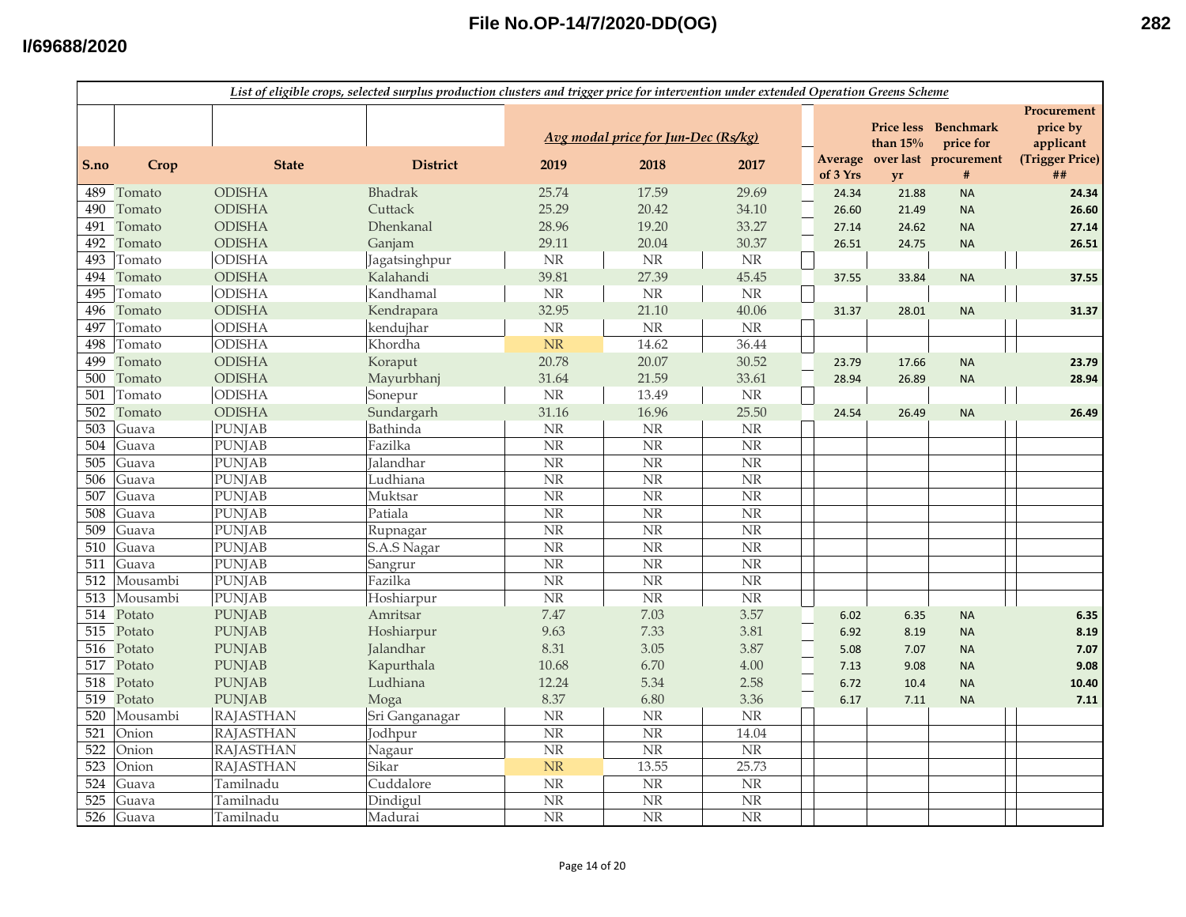*List of eligible crops, selected surplus production clusters and trigger price for intervention under extended Operation Greens Scheme*

| S.no | Crop | State | District | Avg modal price for Jun-Dec (Rs/kg) | | | Average of 3 Yrs | Price less than 15% over last yr | Benchmark price for procurement # | Procurement price by applicant (Trigger Price) ## |
|---|---|---|---|---|---|---|---|---|---|---|
| | | | | 2019 | 2018 | 2017 | | | | |
| 489 | Tomato | ODISHA | Bhadrak | 25.74 | 17.59 | 29.69 | 24.34 | 21.88 | NA | 24.34 |
| 490 | Tomato | ODISHA | Cuttack | 25.29 | 20.42 | 34.10 | 26.60 | 21.49 | NA | 26.60 |
| 491 | Tomato | ODISHA | Dhenkanal | 28.96 | 19.20 | 33.27 | 27.14 | 24.62 | NA | 27.14 |
| 492 | Tomato | ODISHA | Ganjam | 29.11 | 20.04 | 30.37 | 26.51 | 24.75 | NA | 26.51 |
| 493 | Tomato | ODISHA | Jagatsinghpur | NR | NR | NR | | | | |
| 494 | Tomato | ODISHA | Kalahandi | 39.81 | 27.39 | 45.45 | 37.55 | 33.84 | NA | 37.55 |
| 495 | Tomato | ODISHA | Kandhamal | NR | NR | NR | | | | |
| 496 | Tomato | ODISHA | Kendrapara | 32.95 | 21.10 | 40.06 | 31.37 | 28.01 | NA | 31.37 |
| 497 | Tomato | ODISHA | kendujhar | NR | NR | NR | | | | |
| 498 | Tomato | ODISHA | Khordha | NR | 14.62 | 36.44 | | | | |
| 499 | Tomato | ODISHA | Koraput | 20.78 | 20.07 | 30.52 | 23.79 | 17.66 | NA | 23.79 |
| 500 | Tomato | ODISHA | Mayurbhanj | 31.64 | 21.59 | 33.61 | 28.94 | 26.89 | NA | 28.94 |
| 501 | Tomato | ODISHA | Sonepur | NR | 13.49 | NR | | | | |
| 502 | Tomato | ODISHA | Sundargarh | 31.16 | 16.96 | 25.50 | 24.54 | 26.49 | NA | 26.49 |
| 503 | Guava | PUNJAB | Bathinda | NR | NR | NR | | | | |
| 504 | Guava | PUNJAB | Fazilka | NR | NR | NR | | | | |
| 505 | Guava | PUNJAB | Jalandhar | NR | NR | NR | | | | |
| 506 | Guava | PUNJAB | Ludhiana | NR | NR | NR | | | | |
| 507 | Guava | PUNJAB | Muktsar | NR | NR | NR | | | | |
| 508 | Guava | PUNJAB | Patiala | NR | NR | NR | | | | |
| 509 | Guava | PUNJAB | Rupnagar | NR | NR | NR | | | | |
| 510 | Guava | PUNJAB | S.A.S Nagar | NR | NR | NR | | | | |
| 511 | Guava | PUNJAB | Sangrur | NR | NR | NR | | | | |
| 512 | Mousambi | PUNJAB | Fazilka | NR | NR | NR | | | | |
| 513 | Mousambi | PUNJAB | Hoshiarpur | NR | NR | NR | | | | |
| 514 | Potato | PUNJAB | Amritsar | 7.47 | 7.03 | 3.57 | 6.02 | 6.35 | NA | 6.35 |
| 515 | Potato | PUNJAB | Hoshiarpur | 9.63 | 7.33 | 3.81 | 6.92 | 8.19 | NA | 8.19 |
| 516 | Potato | PUNJAB | Jalandhar | 8.31 | 3.05 | 3.87 | 5.08 | 7.07 | NA | 7.07 |
| 517 | Potato | PUNJAB | Kapurthala | 10.68 | 6.70 | 4.00 | 7.13 | 9.08 | NA | 9.08 |
| 518 | Potato | PUNJAB | Ludhiana | 12.24 | 5.34 | 2.58 | 6.72 | 10.4 | NA | 10.40 |
| 519 | Potato | PUNJAB | Moga | 8.37 | 6.80 | 3.36 | 6.17 | 7.11 | NA | 7.11 |
| 520 | Mousambi | RAJASTHAN | Sri Ganganagar | NR | NR | NR | | | | |
| 521 | Onion | RAJASTHAN | Jodhpur | NR | NR | 14.04 | | | | |
| 522 | Onion | RAJASTHAN | Nagaur | NR | NR | NR | | | | |
| 523 | Onion | RAJASTHAN | Sikar | NR | 13.55 | 25.73 | | | | |
| 524 | Guava | Tamilnadu | Cuddalore | NR | NR | NR | | | | |
| 525 | Guava | Tamilnadu | Dindigul | NR | NR | NR | | | | |
| 526 | Guava | Tamilnadu | Madurai | NR | NR | NR | | | | |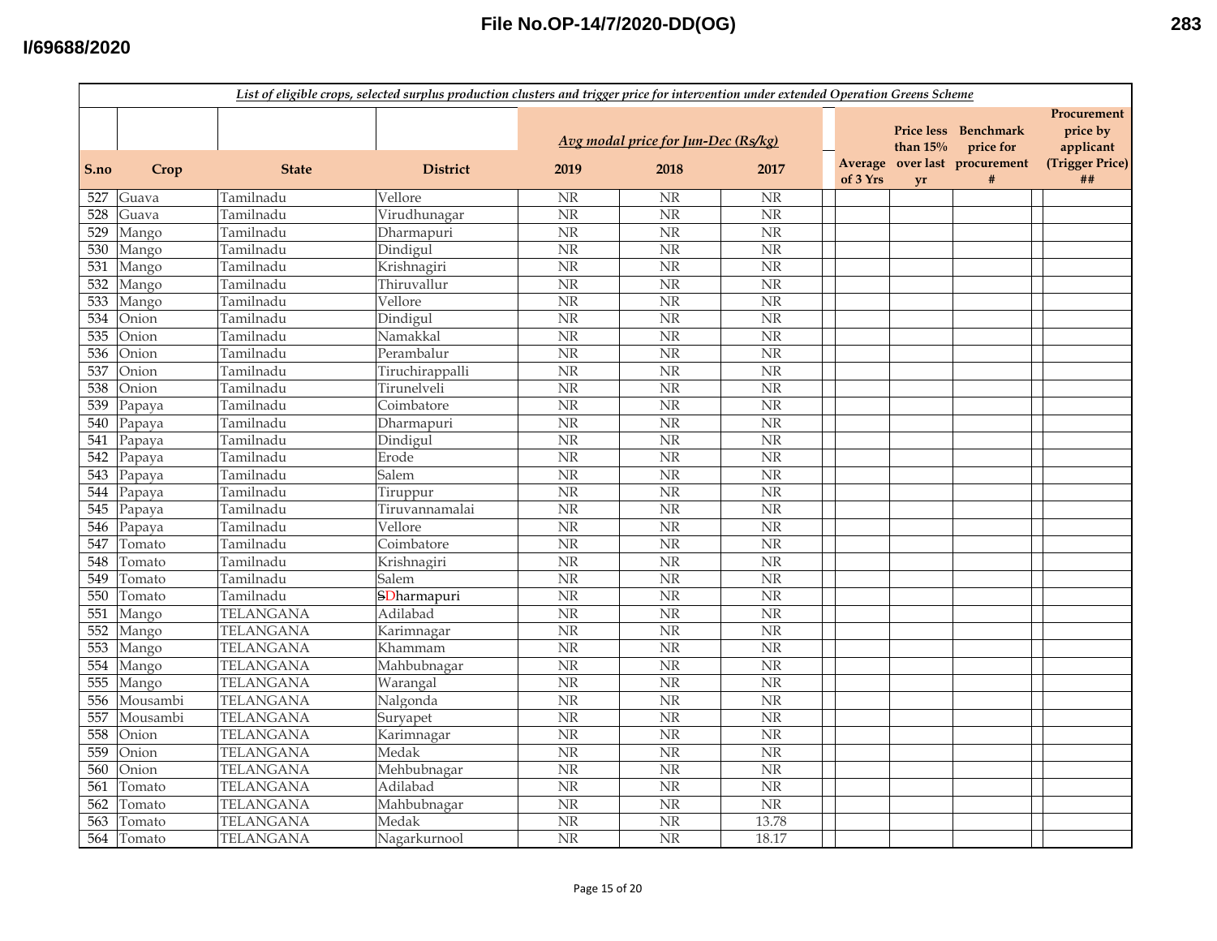*List of eligible crops, selected surplus production clusters and trigger price for intervention under extended Operation Greens Scheme*

| S.no | Crop | State | District | Avg modal price for Jun-Dec (Rs/kg) 2019 | 2018 | 2017 | | Average of 3 Yrs | Price less than 15% over last yr | Benchmark price for procurement # | | Procurement price by applicant (Trigger Price) ## |
|---|---|---|---|---|---|---|---|---|---|---|---|---|
| 527 | Guava | Tamilnadu | Vellore | NR | NR | NR | | | | | | |
| 528 | Guava | Tamilnadu | Virudhunagar | NR | NR | NR | | | | | | |
| 529 | Mango | Tamilnadu | Dharmapuri | NR | NR | NR | | | | | | |
| 530 | Mango | Tamilnadu | Dindigul | NR | NR | NR | | | | | | |
| 531 | Mango | Tamilnadu | Krishnagiri | NR | NR | NR | | | | | | |
| 532 | Mango | Tamilnadu | Thiruvallur | NR | NR | NR | | | | | | |
| 533 | Mango | Tamilnadu | Vellore | NR | NR | NR | | | | | | |
| 534 | Onion | Tamilnadu | Dindigul | NR | NR | NR | | | | | | |
| 535 | Onion | Tamilnadu | Namakkal | NR | NR | NR | | | | | | |
| 536 | Onion | Tamilnadu | Perambalur | NR | NR | NR | | | | | | |
| 537 | Onion | Tamilnadu | Tiruchirappalli | NR | NR | NR | | | | | | |
| 538 | Onion | Tamilnadu | Tirunelveli | NR | NR | NR | | | | | | |
| 539 | Papaya | Tamilnadu | Coimbatore | NR | NR | NR | | | | | | |
| 540 | Papaya | Tamilnadu | Dharmapuri | NR | NR | NR | | | | | | |
| 541 | Papaya | Tamilnadu | Dindigul | NR | NR | NR | | | | | | |
| 542 | Papaya | Tamilnadu | Erode | NR | NR | NR | | | | | | |
| 543 | Papaya | Tamilnadu | Salem | NR | NR | NR | | | | | | |
| 544 | Papaya | Tamilnadu | Tiruppur | NR | NR | NR | | | | | | |
| 545 | Papaya | Tamilnadu | Tiruvannamalai | NR | NR | NR | | | | | | |
| 546 | Papaya | Tamilnadu | Vellore | NR | NR | NR | | | | | | |
| 547 | Tomato | Tamilnadu | Coimbatore | NR | NR | NR | | | | | | |
| 548 | Tomato | Tamilnadu | Krishnagiri | NR | NR | NR | | | | | | |
| 549 | Tomato | Tamilnadu | Salem | NR | NR | NR | | | | | | |
| 550 | Tomato | Tamilnadu | ~~S~~Dharmapuri | NR | NR | NR | | | | | | |
| 551 | Mango | TELANGANA | Adilabad | NR | NR | NR | | | | | | |
| 552 | Mango | TELANGANA | Karimnagar | NR | NR | NR | | | | | | |
| 553 | Mango | TELANGANA | Khammam | NR | NR | NR | | | | | | |
| 554 | Mango | TELANGANA | Mahbubnagar | NR | NR | NR | | | | | | |
| 555 | Mango | TELANGANA | Warangal | NR | NR | NR | | | | | | |
| 556 | Mousambi | TELANGANA | Nalgonda | NR | NR | NR | | | | | | |
| 557 | Mousambi | TELANGANA | Suryapet | NR | NR | NR | | | | | | |
| 558 | Onion | TELANGANA | Karimnagar | NR | NR | NR | | | | | | |
| 559 | Onion | TELANGANA | Medak | NR | NR | NR | | | | | | |
| 560 | Onion | TELANGANA | Mehbubnagar | NR | NR | NR | | | | | | |
| 561 | Tomato | TELANGANA | Adilabad | NR | NR | NR | | | | | | |
| 562 | Tomato | TELANGANA | Mahbubnagar | NR | NR | NR | | | | | | |
| 563 | Tomato | TELANGANA | Medak | NR | NR | 13.78 | | | | | | |
| 564 | Tomato | TELANGANA | Nagarkurnool | NR | NR | 18.17 | | | | | | |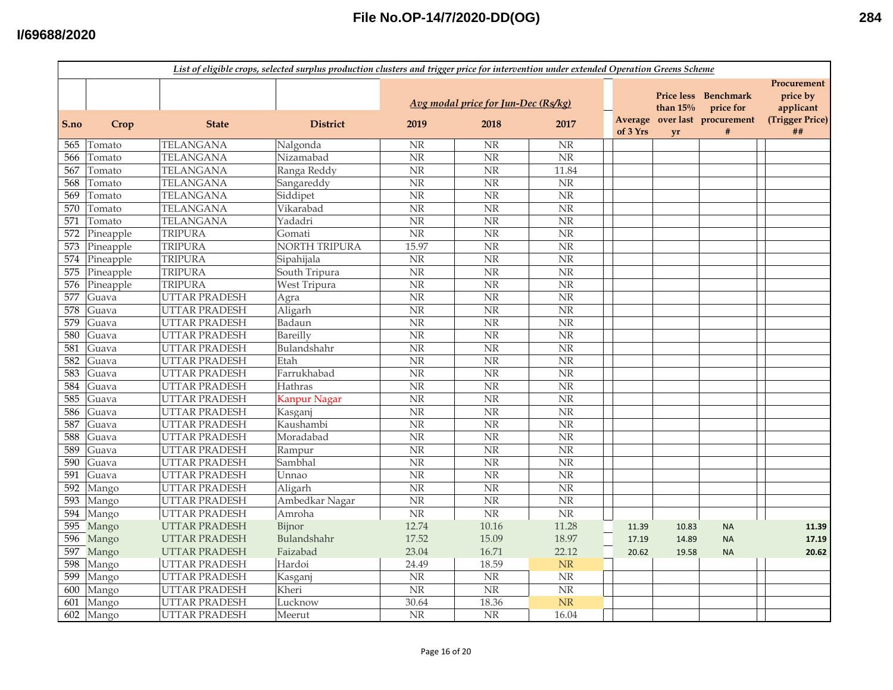File No.OP-14/7/2020-DD(OG)

I/69688/2020

*List of eligible crops, selected surplus production clusters and trigger price for intervention under extended Operation Greens Scheme*

| S.no | Crop | State | District | Avg modal price for Jun-Dec (Rs/kg) 2019 | 2018 | 2017 | Average of 3 Yrs | Price less than 15% over last yr | Benchmark price for procurement # | Procurement price by applicant (Trigger Price) ## |
|---|---|---|---|---|---|---|---|---|---|---|
| 565 | Tomato | TELANGANA | Nalgonda | NR | NR | NR | | | | |
| 566 | Tomato | TELANGANA | Nizamabad | NR | NR | NR | | | | |
| 567 | Tomato | TELANGANA | Ranga Reddy | NR | NR | 11.84 | | | | |
| 568 | Tomato | TELANGANA | Sangareddy | NR | NR | NR | | | | |
| 569 | Tomato | TELANGANA | Siddipet | NR | NR | NR | | | | |
| 570 | Tomato | TELANGANA | Vikarabad | NR | NR | NR | | | | |
| 571 | Tomato | TELANGANA | Yadadri | NR | NR | NR | | | | |
| 572 | Pineapple | TRIPURA | Gomati | NR | NR | NR | | | | |
| 573 | Pineapple | TRIPURA | NORTH TRIPURA | 15.97 | NR | NR | | | | |
| 574 | Pineapple | TRIPURA | Sipahijala | NR | NR | NR | | | | |
| 575 | Pineapple | TRIPURA | South Tripura | NR | NR | NR | | | | |
| 576 | Pineapple | TRIPURA | West Tripura | NR | NR | NR | | | | |
| 577 | Guava | UTTAR PRADESH | Agra | NR | NR | NR | | | | |
| 578 | Guava | UTTAR PRADESH | Aligarh | NR | NR | NR | | | | |
| 579 | Guava | UTTAR PRADESH | Badaun | NR | NR | NR | | | | |
| 580 | Guava | UTTAR PRADESH | Bareilly | NR | NR | NR | | | | |
| 581 | Guava | UTTAR PRADESH | Bulandshahr | NR | NR | NR | | | | |
| 582 | Guava | UTTAR PRADESH | Etah | NR | NR | NR | | | | |
| 583 | Guava | UTTAR PRADESH | Farrukhabad | NR | NR | NR | | | | |
| 584 | Guava | UTTAR PRADESH | Hathras | NR | NR | NR | | | | |
| 585 | Guava | UTTAR PRADESH | Kanpur Nagar | NR | NR | NR | | | | |
| 586 | Guava | UTTAR PRADESH | Kasganj | NR | NR | NR | | | | |
| 587 | Guava | UTTAR PRADESH | Kaushambi | NR | NR | NR | | | | |
| 588 | Guava | UTTAR PRADESH | Moradabad | NR | NR | NR | | | | |
| 589 | Guava | UTTAR PRADESH | Rampur | NR | NR | NR | | | | |
| 590 | Guava | UTTAR PRADESH | Sambhal | NR | NR | NR | | | | |
| 591 | Guava | UTTAR PRADESH | Unnao | NR | NR | NR | | | | |
| 592 | Mango | UTTAR PRADESH | Aligarh | NR | NR | NR | | | | |
| 593 | Mango | UTTAR PRADESH | Ambedkar Nagar | NR | NR | NR | | | | |
| 594 | Mango | UTTAR PRADESH | Amroha | NR | NR | NR | | | | |
| 595 | Mango | UTTAR PRADESH | Bijnor | 12.74 | 10.16 | 11.28 | 11.39 | 10.83 | NA | **11.39** |
| 596 | Mango | UTTAR PRADESH | Bulandshahr | 17.52 | 15.09 | 18.97 | 17.19 | 14.89 | NA | **17.19** |
| 597 | Mango | UTTAR PRADESH | Faizabad | 23.04 | 16.71 | 22.12 | 20.62 | 19.58 | NA | **20.62** |
| 598 | Mango | UTTAR PRADESH | Hardoi | 24.49 | 18.59 | NR | | | | |
| 599 | Mango | UTTAR PRADESH | Kasganj | NR | NR | NR | | | | |
| 600 | Mango | UTTAR PRADESH | Kheri | NR | NR | NR | | | | |
| 601 | Mango | UTTAR PRADESH | Lucknow | 30.64 | 18.36 | NR | | | | |
| 602 | Mango | UTTAR PRADESH | Meerut | NR | NR | 16.04 | | | | |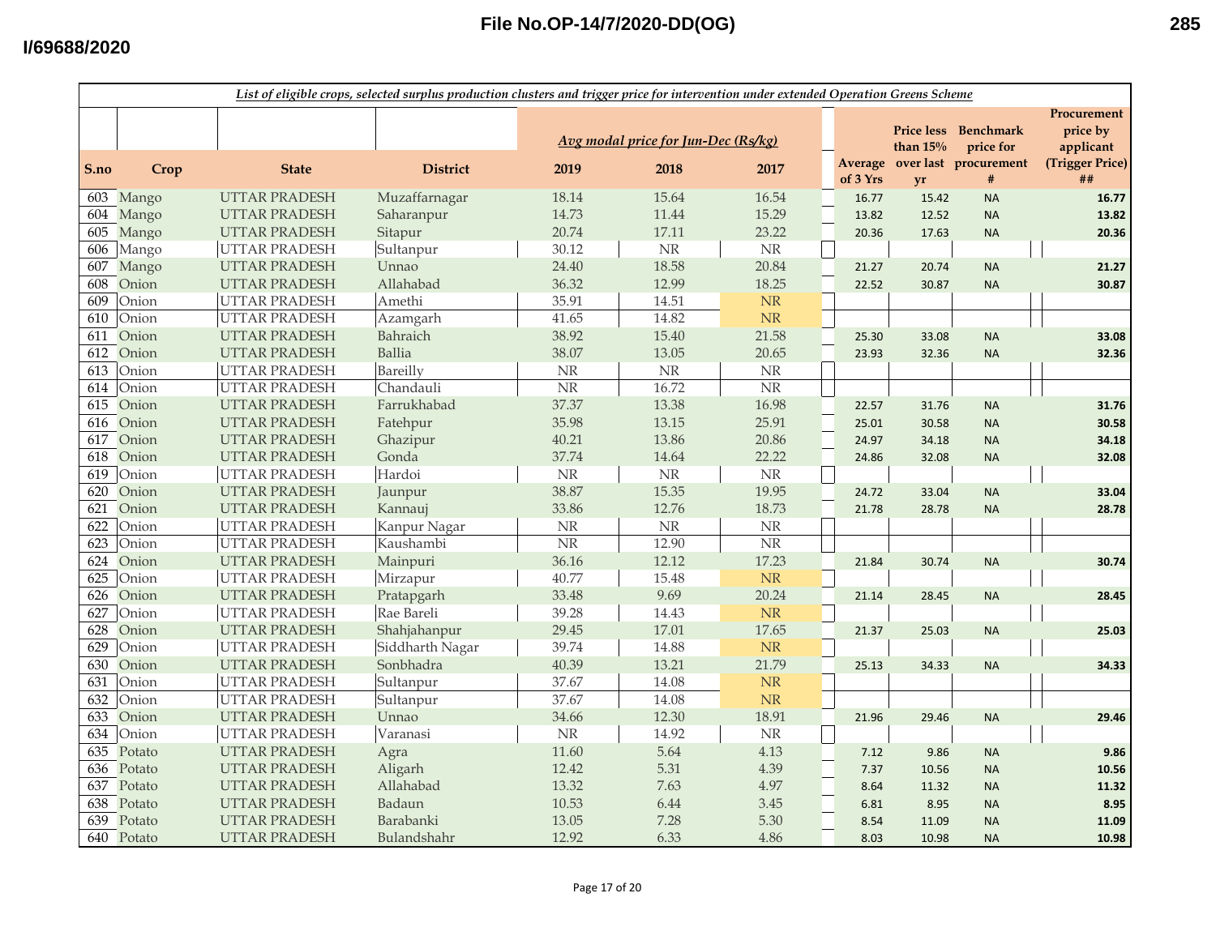File No.OP-14/7/2020-DD(OG)

I/69688/2020

*List of eligible crops, selected surplus production clusters and trigger price for intervention under extended Operation Greens Scheme*

| S.no | Crop | State | District | Avg modal price for Jun-Dec (Rs/kg) | | | Average of 3 Yrs | Price less than 15% over last yr | Benchmark price for procurement # | Procurement price by applicant (Trigger Price) ## |
|---|---|---|---|---|---|---|---|---|---|---|
| | | | | 2019 | 2018 | 2017 | | | | |
| 603 | Mango | UTTAR PRADESH | Muzaffarnagar | 18.14 | 15.64 | 16.54 | 16.77 | 15.42 | NA | **16.77** |
| 604 | Mango | UTTAR PRADESH | Saharanpur | 14.73 | 11.44 | 15.29 | 13.82 | 12.52 | NA | **13.82** |
| 605 | Mango | UTTAR PRADESH | Sitapur | 20.74 | 17.11 | 23.22 | 20.36 | 17.63 | NA | **20.36** |
| 606 | Mango | UTTAR PRADESH | Sultanpur | 30.12 | NR | NR | | | | |
| 607 | Mango | UTTAR PRADESH | Unnao | 24.40 | 18.58 | 20.84 | 21.27 | 20.74 | NA | **21.27** |
| 608 | Onion | UTTAR PRADESH | Allahabad | 36.32 | 12.99 | 18.25 | 22.52 | 30.87 | NA | **30.87** |
| 609 | Onion | UTTAR PRADESH | Amethi | 35.91 | 14.51 | NR | | | | |
| 610 | Onion | UTTAR PRADESH | Azamgarh | 41.65 | 14.82 | NR | | | | |
| 611 | Onion | UTTAR PRADESH | Bahraich | 38.92 | 15.40 | 21.58 | 25.30 | 33.08 | NA | **33.08** |
| 612 | Onion | UTTAR PRADESH | Ballia | 38.07 | 13.05 | 20.65 | 23.93 | 32.36 | NA | **32.36** |
| 613 | Onion | UTTAR PRADESH | Bareilly | NR | NR | NR | | | | |
| 614 | Onion | UTTAR PRADESH | Chandauli | NR | 16.72 | NR | | | | |
| 615 | Onion | UTTAR PRADESH | Farrukhabad | 37.37 | 13.38 | 16.98 | 22.57 | 31.76 | NA | **31.76** |
| 616 | Onion | UTTAR PRADESH | Fatehpur | 35.98 | 13.15 | 25.91 | 25.01 | 30.58 | NA | **30.58** |
| 617 | Onion | UTTAR PRADESH | Ghazipur | 40.21 | 13.86 | 20.86 | 24.97 | 34.18 | NA | **34.18** |
| 618 | Onion | UTTAR PRADESH | Gonda | 37.74 | 14.64 | 22.22 | 24.86 | 32.08 | NA | **32.08** |
| 619 | Onion | UTTAR PRADESH | Hardoi | NR | NR | NR | | | | |
| 620 | Onion | UTTAR PRADESH | Jaunpur | 38.87 | 15.35 | 19.95 | 24.72 | 33.04 | NA | **33.04** |
| 621 | Onion | UTTAR PRADESH | Kannauj | 33.86 | 12.76 | 18.73 | 21.78 | 28.78 | NA | **28.78** |
| 622 | Onion | UTTAR PRADESH | Kanpur Nagar | NR | NR | NR | | | | |
| 623 | Onion | UTTAR PRADESH | Kaushambi | NR | 12.90 | NR | | | | |
| 624 | Onion | UTTAR PRADESH | Mainpuri | 36.16 | 12.12 | 17.23 | 21.84 | 30.74 | NA | **30.74** |
| 625 | Onion | UTTAR PRADESH | Mirzapur | 40.77 | 15.48 | NR | | | | |
| 626 | Onion | UTTAR PRADESH | Pratapgarh | 33.48 | 9.69 | 20.24 | 21.14 | 28.45 | NA | **28.45** |
| 627 | Onion | UTTAR PRADESH | Rae Bareli | 39.28 | 14.43 | NR | | | | |
| 628 | Onion | UTTAR PRADESH | Shahjahanpur | 29.45 | 17.01 | 17.65 | 21.37 | 25.03 | NA | **25.03** |
| 629 | Onion | UTTAR PRADESH | Siddharth Nagar | 39.74 | 14.88 | NR | | | | |
| 630 | Onion | UTTAR PRADESH | Sonbhadra | 40.39 | 13.21 | 21.79 | 25.13 | 34.33 | NA | **34.33** |
| 631 | Onion | UTTAR PRADESH | Sultanpur | 37.67 | 14.08 | NR | | | | |
| 632 | Onion | UTTAR PRADESH | Sultanpur | 37.67 | 14.08 | NR | | | | |
| 633 | Onion | UTTAR PRADESH | Unnao | 34.66 | 12.30 | 18.91 | 21.96 | 29.46 | NA | **29.46** |
| 634 | Onion | UTTAR PRADESH | Varanasi | NR | 14.92 | NR | | | | |
| 635 | Potato | UTTAR PRADESH | Agra | 11.60 | 5.64 | 4.13 | 7.12 | 9.86 | NA | **9.86** |
| 636 | Potato | UTTAR PRADESH | Aligarh | 12.42 | 5.31 | 4.39 | 7.37 | 10.56 | NA | **10.56** |
| 637 | Potato | UTTAR PRADESH | Allahabad | 13.32 | 7.63 | 4.97 | 8.64 | 11.32 | NA | **11.32** |
| 638 | Potato | UTTAR PRADESH | Badaun | 10.53 | 6.44 | 3.45 | 6.81 | 8.95 | NA | **8.95** |
| 639 | Potato | UTTAR PRADESH | Barabanki | 13.05 | 7.28 | 5.30 | 8.54 | 11.09 | NA | **11.09** |
| 640 | Potato | UTTAR PRADESH | Bulandshahr | 12.92 | 6.33 | 4.86 | 8.03 | 10.98 | NA | **10.98** |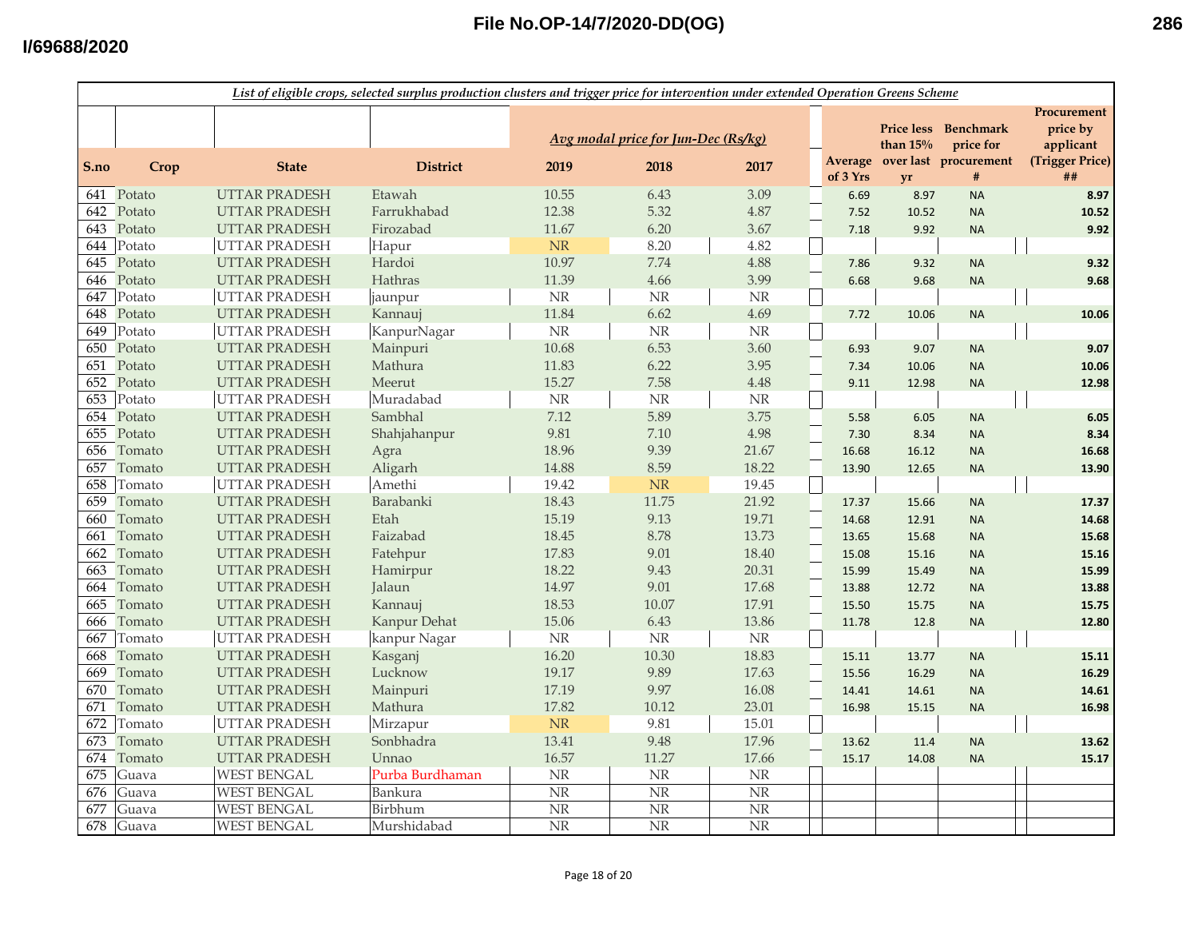*List of eligible crops, selected surplus production clusters and trigger price for intervention under extended Operation Greens Scheme*

| S.no | Crop | State | District | Avg modal price for Jun-Dec (Rs/kg) 2019 | 2018 | 2017 | Average of 3 Yrs | Price less than 15% over last yr | Benchmark price for procurement # | Procurement price by applicant (Trigger Price) ## |
|---|---|---|---|---|---|---|---|---|---|---|
| 641 | Potato | UTTAR PRADESH | Etawah | 10.55 | 6.43 | 3.09 | 6.69 | 8.97 | NA | **8.97** |
| 642 | Potato | UTTAR PRADESH | Farrukhabad | 12.38 | 5.32 | 4.87 | 7.52 | 10.52 | NA | **10.52** |
| 643 | Potato | UTTAR PRADESH | Firozabad | 11.67 | 6.20 | 3.67 | 7.18 | 9.92 | NA | **9.92** |
| 644 | Potato | UTTAR PRADESH | Hapur | NR | 8.20 | 4.82 | | | | |
| 645 | Potato | UTTAR PRADESH | Hardoi | 10.97 | 7.74 | 4.88 | 7.86 | 9.32 | NA | **9.32** |
| 646 | Potato | UTTAR PRADESH | Hathras | 11.39 | 4.66 | 3.99 | 6.68 | 9.68 | NA | **9.68** |
| 647 | Potato | UTTAR PRADESH | jaunpur | NR | NR | NR | | | | |
| 648 | Potato | UTTAR PRADESH | Kannauj | 11.84 | 6.62 | 4.69 | 7.72 | 10.06 | NA | **10.06** |
| 649 | Potato | UTTAR PRADESH | KanpurNagar | NR | NR | NR | | | | |
| 650 | Potato | UTTAR PRADESH | Mainpuri | 10.68 | 6.53 | 3.60 | 6.93 | 9.07 | NA | **9.07** |
| 651 | Potato | UTTAR PRADESH | Mathura | 11.83 | 6.22 | 3.95 | 7.34 | 10.06 | NA | **10.06** |
| 652 | Potato | UTTAR PRADESH | Meerut | 15.27 | 7.58 | 4.48 | 9.11 | 12.98 | NA | **12.98** |
| 653 | Potato | UTTAR PRADESH | Muradabad | NR | NR | NR | | | | |
| 654 | Potato | UTTAR PRADESH | Sambhal | 7.12 | 5.89 | 3.75 | 5.58 | 6.05 | NA | **6.05** |
| 655 | Potato | UTTAR PRADESH | Shahjahanpur | 9.81 | 7.10 | 4.98 | 7.30 | 8.34 | NA | **8.34** |
| 656 | Tomato | UTTAR PRADESH | Agra | 18.96 | 9.39 | 21.67 | 16.68 | 16.12 | NA | **16.68** |
| 657 | Tomato | UTTAR PRADESH | Aligarh | 14.88 | 8.59 | 18.22 | 13.90 | 12.65 | NA | **13.90** |
| 658 | Tomato | UTTAR PRADESH | Amethi | 19.42 | NR | 19.45 | | | | |
| 659 | Tomato | UTTAR PRADESH | Barabanki | 18.43 | 11.75 | 21.92 | 17.37 | 15.66 | NA | **17.37** |
| 660 | Tomato | UTTAR PRADESH | Etah | 15.19 | 9.13 | 19.71 | 14.68 | 12.91 | NA | **14.68** |
| 661 | Tomato | UTTAR PRADESH | Faizabad | 18.45 | 8.78 | 13.73 | 13.65 | 15.68 | NA | **15.68** |
| 662 | Tomato | UTTAR PRADESH | Fatehpur | 17.83 | 9.01 | 18.40 | 15.08 | 15.16 | NA | **15.16** |
| 663 | Tomato | UTTAR PRADESH | Hamirpur | 18.22 | 9.43 | 20.31 | 15.99 | 15.49 | NA | **15.99** |
| 664 | Tomato | UTTAR PRADESH | Jalaun | 14.97 | 9.01 | 17.68 | 13.88 | 12.72 | NA | **13.88** |
| 665 | Tomato | UTTAR PRADESH | Kannauj | 18.53 | 10.07 | 17.91 | 15.50 | 15.75 | NA | **15.75** |
| 666 | Tomato | UTTAR PRADESH | Kanpur Dehat | 15.06 | 6.43 | 13.86 | 11.78 | 12.8 | NA | **12.80** |
| 667 | Tomato | UTTAR PRADESH | kanpur Nagar | NR | NR | NR | | | | |
| 668 | Tomato | UTTAR PRADESH | Kasganj | 16.20 | 10.30 | 18.83 | 15.11 | 13.77 | NA | **15.11** |
| 669 | Tomato | UTTAR PRADESH | Lucknow | 19.17 | 9.89 | 17.63 | 15.56 | 16.29 | NA | **16.29** |
| 670 | Tomato | UTTAR PRADESH | Mainpuri | 17.19 | 9.97 | 16.08 | 14.41 | 14.61 | NA | **14.61** |
| 671 | Tomato | UTTAR PRADESH | Mathura | 17.82 | 10.12 | 23.01 | 16.98 | 15.15 | NA | **16.98** |
| 672 | Tomato | UTTAR PRADESH | Mirzapur | NR | 9.81 | 15.01 | | | | |
| 673 | Tomato | UTTAR PRADESH | Sonbhadra | 13.41 | 9.48 | 17.96 | 13.62 | 11.4 | NA | **13.62** |
| 674 | Tomato | UTTAR PRADESH | Unnao | 16.57 | 11.27 | 17.66 | 15.17 | 14.08 | NA | **15.17** |
| 675 | Guava | WEST BENGAL | Purba Burdhaman | NR | NR | NR | | | | |
| 676 | Guava | WEST BENGAL | Bankura | NR | NR | NR | | | | |
| 677 | Guava | WEST BENGAL | Birbhum | NR | NR | NR | | | | |
| 678 | Guava | WEST BENGAL | Murshidabad | NR | NR | NR | | | | |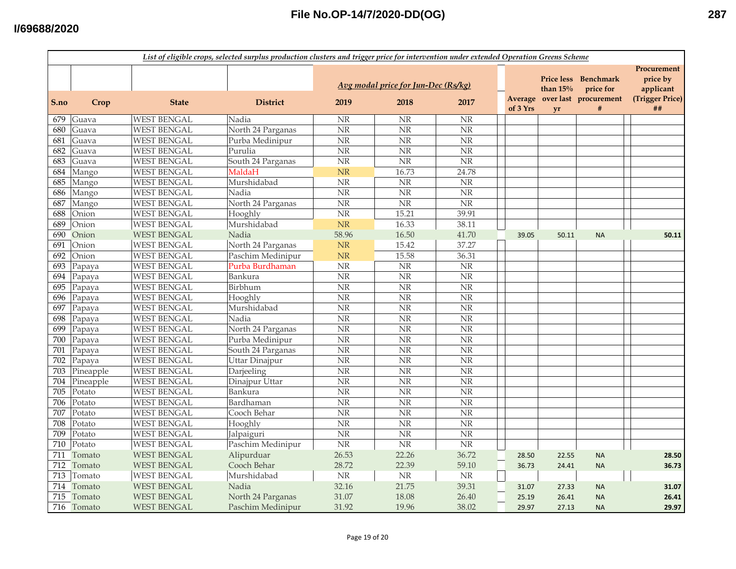File No.OP-14/7/2020-DD(OG)

I/69688/2020

*List of eligible crops, selected surplus production clusters and trigger price for intervention under extended Operation Greens Scheme*

| S.no | Crop | State | District | Avg modal price for Jun-Dec (Rs/kg) | | | Average of 3 Yrs | Price less than 15% over last yr | Benchmark price for procurement # | Procurement price by applicant (Trigger Price) ## |
|---|---|---|---|---|---|---|---|---|---|---|
| | | | | 2019 | 2018 | 2017 | | | | |
| 679 | Guava | WEST BENGAL | Nadia | NR | NR | NR | | | | |
| 680 | Guava | WEST BENGAL | North 24 Parganas | NR | NR | NR | | | | |
| 681 | Guava | WEST BENGAL | Purba Medinipur | NR | NR | NR | | | | |
| 682 | Guava | WEST BENGAL | Purulia | NR | NR | NR | | | | |
| 683 | Guava | WEST BENGAL | South 24 Parganas | NR | NR | NR | | | | |
| 684 | Mango | WEST BENGAL | MaldaH | NR | 16.73 | 24.78 | | | | |
| 685 | Mango | WEST BENGAL | Murshidabad | NR | NR | NR | | | | |
| 686 | Mango | WEST BENGAL | Nadia | NR | NR | NR | | | | |
| 687 | Mango | WEST BENGAL | North 24 Parganas | NR | NR | NR | | | | |
| 688 | Onion | WEST BENGAL | Hooghly | NR | 15.21 | 39.91 | | | | |
| 689 | Onion | WEST BENGAL | Murshidabad | NR | 16.33 | 38.11 | | | | |
| 690 | Onion | WEST BENGAL | Nadia | 58.96 | 16.50 | 41.70 | 39.05 | 50.11 | NA | 50.11 |
| 691 | Onion | WEST BENGAL | North 24 Parganas | NR | 15.42 | 37.27 | | | | |
| 692 | Onion | WEST BENGAL | Paschim Medinipur | NR | 15.58 | 36.31 | | | | |
| 693 | Papaya | WEST BENGAL | Purba Burdhaman | NR | NR | NR | | | | |
| 694 | Papaya | WEST BENGAL | Bankura | NR | NR | NR | | | | |
| 695 | Papaya | WEST BENGAL | Birbhum | NR | NR | NR | | | | |
| 696 | Papaya | WEST BENGAL | Hooghly | NR | NR | NR | | | | |
| 697 | Papaya | WEST BENGAL | Murshidabad | NR | NR | NR | | | | |
| 698 | Papaya | WEST BENGAL | Nadia | NR | NR | NR | | | | |
| 699 | Papaya | WEST BENGAL | North 24 Parganas | NR | NR | NR | | | | |
| 700 | Papaya | WEST BENGAL | Purba Medinipur | NR | NR | NR | | | | |
| 701 | Papaya | WEST BENGAL | South 24 Parganas | NR | NR | NR | | | | |
| 702 | Papaya | WEST BENGAL | Uttar Dinajpur | NR | NR | NR | | | | |
| 703 | Pineapple | WEST BENGAL | Darjeeling | NR | NR | NR | | | | |
| 704 | Pineapple | WEST BENGAL | Dinajpur Uttar | NR | NR | NR | | | | |
| 705 | Potato | WEST BENGAL | Bankura | NR | NR | NR | | | | |
| 706 | Potato | WEST BENGAL | Bardhaman | NR | NR | NR | | | | |
| 707 | Potato | WEST BENGAL | Cooch Behar | NR | NR | NR | | | | |
| 708 | Potato | WEST BENGAL | Hooghly | NR | NR | NR | | | | |
| 709 | Potato | WEST BENGAL | Jalpaiguri | NR | NR | NR | | | | |
| 710 | Potato | WEST BENGAL | Paschim Medinipur | NR | NR | NR | | | | |
| 711 | Tomato | WEST BENGAL | Alipurduar | 26.53 | 22.26 | 36.72 | 28.50 | 22.55 | NA | 28.50 |
| 712 | Tomato | WEST BENGAL | Cooch Behar | 28.72 | 22.39 | 59.10 | 36.73 | 24.41 | NA | 36.73 |
| 713 | Tomato | WEST BENGAL | Murshidabad | NR | NR | NR | | | | |
| 714 | Tomato | WEST BENGAL | Nadia | 32.16 | 21.75 | 39.31 | 31.07 | 27.33 | NA | 31.07 |
| 715 | Tomato | WEST BENGAL | North 24 Parganas | 31.07 | 18.08 | 26.40 | 25.19 | 26.41 | NA | 26.41 |
| 716 | Tomato | WEST BENGAL | Paschim Medinipur | 31.92 | 19.96 | 38.02 | 29.97 | 27.13 | NA | 29.97 |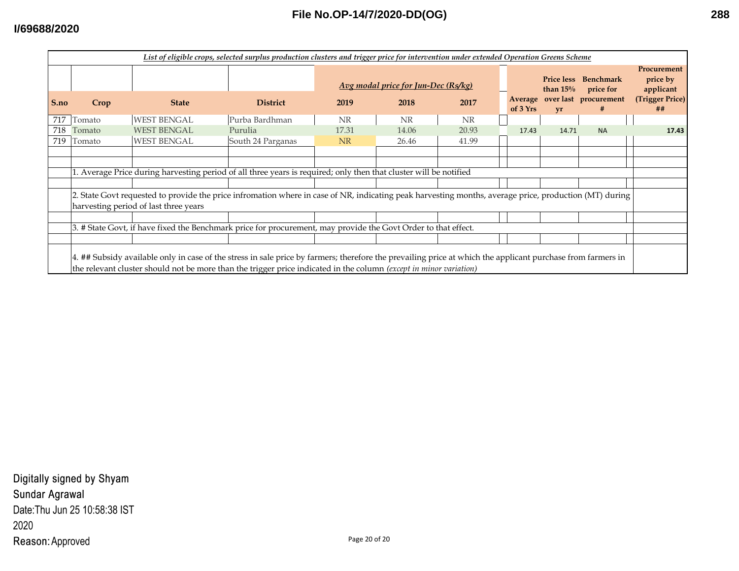File No.OP-14/7/2020-DD(OG)

I/69688/2020

| List of eligible crops, selected surplus production clusters and trigger price for intervention under extended Operation Greens Scheme | | | | | | | | | | |
|---|---|---|---|---|---|---|---|---|---|---|
| | | | | *Avg modal price for Jun-Dec (Rs/kg)* | | | | | | |
| **S.no** | **Crop** | **State** | **District** | **2019** | **2018** | **2017** | **Average of 3 Yrs** | **Price less than 15% over last yr** | **Benchmark price for procurement #** | **Procurement price by applicant (Trigger Price) ##** |
| 717 | Tomato | WEST BENGAL | Purba Bardhman | NR | NR | NR | | | | |
| 718 | Tomato | WEST BENGAL | Purulia | 17.31 | 14.06 | 20.93 | 17.43 | 14.71 | NA | **17.43** |
| 719 | Tomato | WEST BENGAL | South 24 Parganas | NR | 26.46 | 41.99 | | | | |

1. Average Price during harvesting period of all three years is required; only then that cluster will be notified

2. State Govt requested to provide the price infromation where in case of NR, indicating peak harvesting months, average price, production (MT) during harvesting period of last three years

3. # State Govt, if have fixed the Benchmark price for procurement, may provide the Govt Order to that effect.

4. ## Subsidy available only in case of the stress in sale price by farmers; therefore the prevailing price at which the applicant purchase from farmers in the relevant cluster should not be more than the trigger price indicated in the column *(except in minor variation)*

Digitally signed by Shyam Sundar Agrawal
Date:Thu Jun 25 10:58:38 IST 2020
Reason: Approved